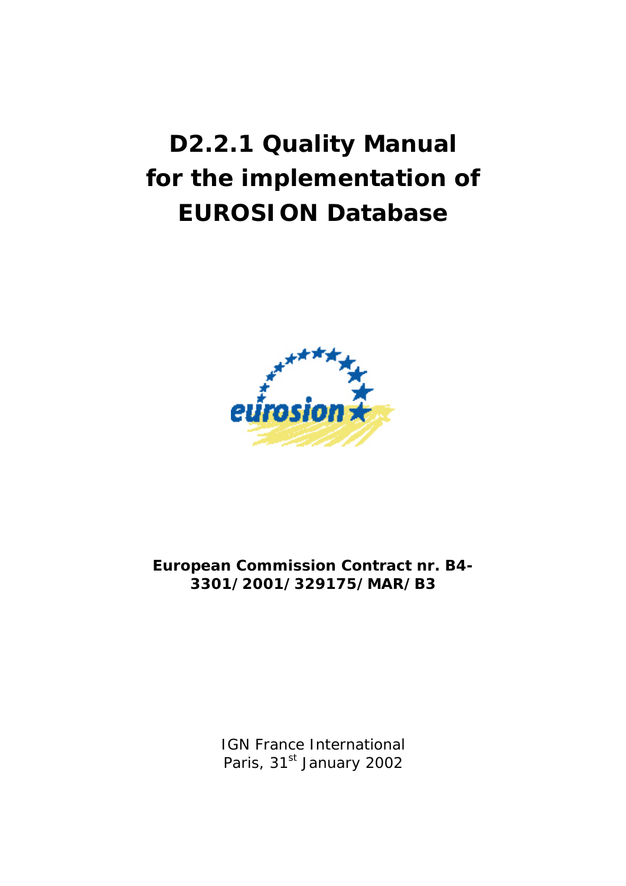# D2.2.1 Quality Manual for the implementation of EUROSION Database

**European Commission Contract nr. B4-3301/2001/329175/MAR/B3**

IGN France International
Paris, 31st January 2002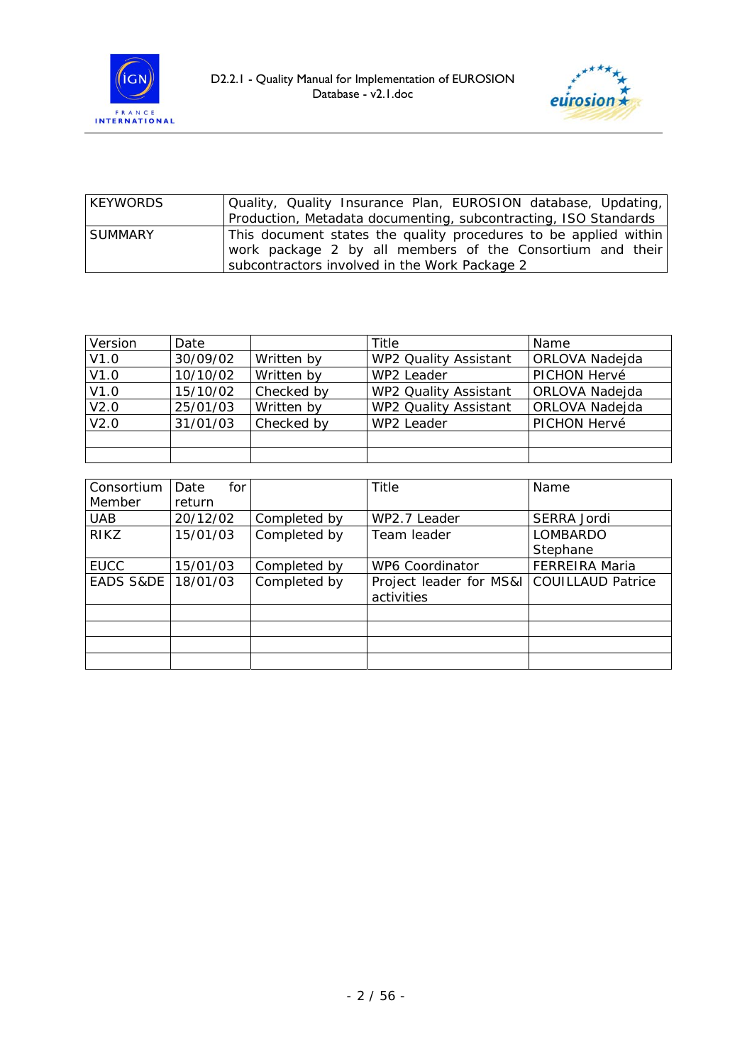| KEYWORDS | Quality, Quality Insurance Plan, EUROSION database, Updating, Production, Metadata documenting, subcontracting, ISO Standards |
|---|---|
| SUMMARY | This document states the quality procedures to be applied within work package 2 by all members of the Consortium and their subcontractors involved in the Work Package 2 |

| Version | Date | | Title | Name |
|---|---|---|---|---|
| V1.0 | 30/09/02 | Written by | WP2 Quality Assistant | ORLOVA Nadejda |
| V1.0 | 10/10/02 | Written by | WP2 Leader | PICHON Hervé |
| V1.0 | 15/10/02 | Checked by | WP2 Quality Assistant | ORLOVA Nadejda |
| V2.0 | 25/01/03 | Written by | WP2 Quality Assistant | ORLOVA Nadejda |
| V2.0 | 31/01/03 | Checked by | WP2 Leader | PICHON Hervé |
| | | | | |
| | | | | |

| Consortium Member | Date for return | | Title | Name |
|---|---|---|---|---|
| UAB | 20/12/02 | Completed by | WP2.7 Leader | SERRA Jordi |
| RIKZ | 15/01/03 | Completed by | Team leader | LOMBARDO Stephane |
| EUCC | 15/01/03 | Completed by | WP6 Coordinator | FERREIRA Maria |
| EADS S&DE | 18/01/03 | Completed by | Project leader for MS&I activities | COUILLAUD Patrice |
| | | | | |
| | | | | |
| | | | | |
| | | | | |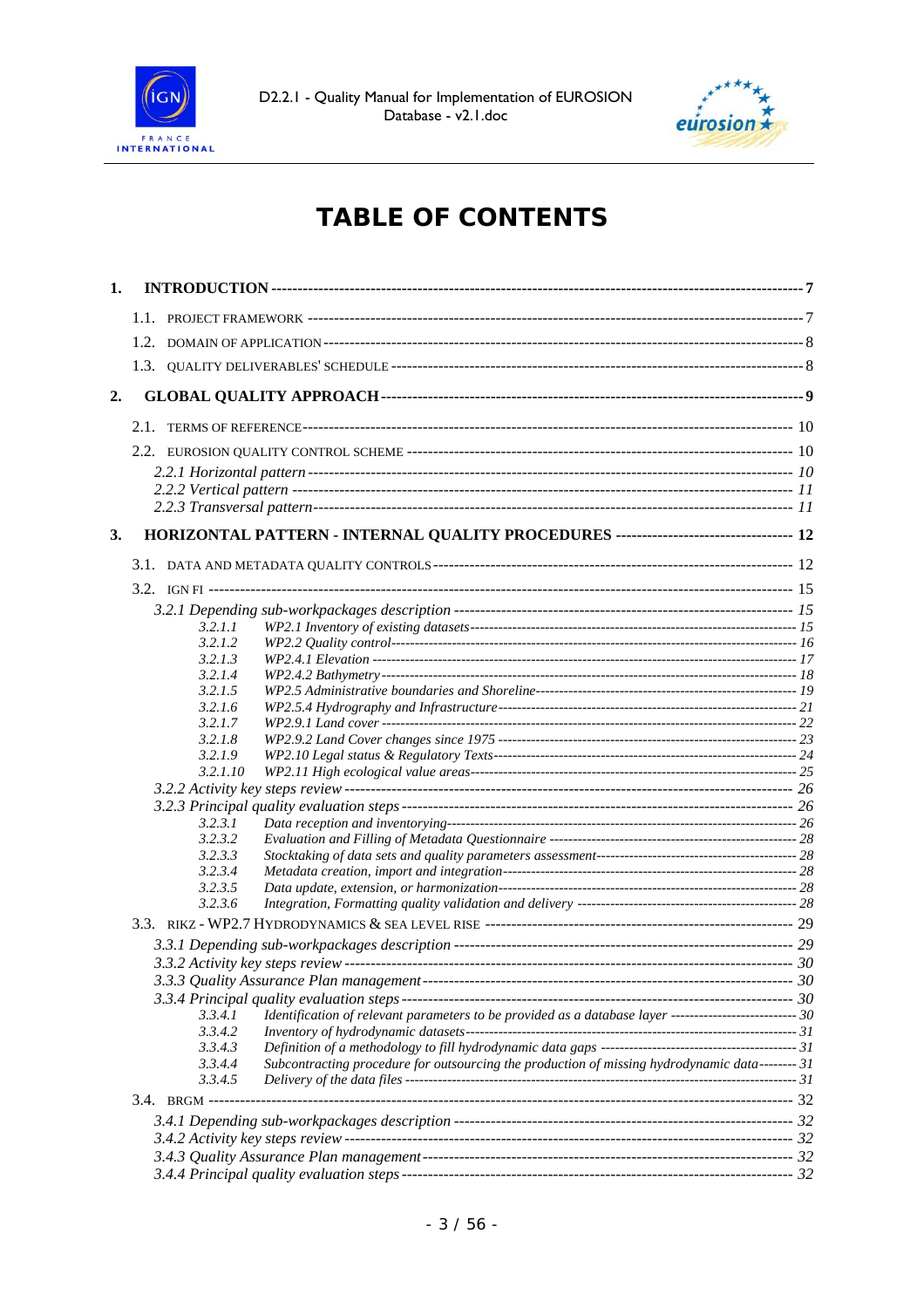# TABLE OF CONTENTS

1. **INTRODUCTION** ---------- 7
   - 1.1. PROJECT FRAMEWORK ---------- 7
   - 1.2. DOMAIN OF APPLICATION ---------- 8
   - 1.3. QUALITY DELIVERABLES' SCHEDULE ---------- 8
2. **GLOBAL QUALITY APPROACH** ---------- 9
   - 2.1. TERMS OF REFERENCE ---------- 10
   - 2.2. EUROSION QUALITY CONTROL SCHEME ---------- 10
     - *2.2.1 Horizontal pattern* ---------- *10*
     - *2.2.2 Vertical pattern* ---------- *11*
     - *2.2.3 Transversal pattern* ---------- *11*
3. **HORIZONTAL PATTERN - INTERNAL QUALITY PROCEDURES** ---------- 12
   - 3.1. DATA AND METADATA QUALITY CONTROLS ---------- 12
   - 3.2. IGN FI ---------- 15
     - *3.2.1 Depending sub-workpackages description* ---------- *15*
       - *3.2.1.1 WP2.1 Inventory of existing datasets* ---------- *15*
       - *3.2.1.2 WP2.2 Quality control* ---------- *16*
       - *3.2.1.3 WP2.4.1 Elevation* ---------- *17*
       - *3.2.1.4 WP2.4.2 Bathymetry* ---------- *18*
       - *3.2.1.5 WP2.5 Administrative boundaries and Shoreline* ---------- *19*
       - *3.2.1.6 WP2.5.4 Hydrography and Infrastructure* ---------- *21*
       - *3.2.1.7 WP2.9.1 Land cover* ---------- *22*
       - *3.2.1.8 WP2.9.2 Land Cover changes since 1975* ---------- *23*
       - *3.2.1.9 WP2.10 Legal status & Regulatory Texts* ---------- *24*
       - *3.2.1.10 WP2.11 High ecological value areas* ---------- *25*
     - *3.2.2 Activity key steps review* ---------- *26*
     - *3.2.3 Principal quality evaluation steps* ---------- *26*
       - *3.2.3.1 Data reception and inventorying* ---------- *26*
       - *3.2.3.2 Evaluation and Filling of Metadata Questionnaire* ---------- *28*
       - *3.2.3.3 Stocktaking of data sets and quality parameters assessment* ---------- *28*
       - *3.2.3.4 Metadata creation, import and integration* ---------- *28*
       - *3.2.3.5 Data update, extension, or harmonization* ---------- *28*
       - *3.2.3.6 Integration, Formatting quality validation and delivery* ---------- *28*
   - 3.3. RIKZ - WP2.7 HYDRODYNAMICS & SEA LEVEL RISE ---------- 29
     - *3.3.1 Depending sub-workpackages description* ---------- *29*
     - *3.3.2 Activity key steps review* ---------- *30*
     - *3.3.3 Quality Assurance Plan management* ---------- *30*
     - *3.3.4 Principal quality evaluation steps* ---------- *30*
       - *3.3.4.1 Identification of relevant parameters to be provided as a database layer* ---------- *30*
       - *3.3.4.2 Inventory of hydrodynamic datasets* ---------- *31*
       - *3.3.4.3 Definition of a methodology to fill hydrodynamic data gaps* ---------- *31*
       - *3.3.4.4 Subcontracting procedure for outsourcing the production of missing hydrodynamic data* ---------- *31*
       - *3.3.4.5 Delivery of the data files* ---------- *31*
   - 3.4. BRGM ---------- 32
     - *3.4.1 Depending sub-workpackages description* ---------- *32*
     - *3.4.2 Activity key steps review* ---------- *32*
     - *3.4.3 Quality Assurance Plan management* ---------- *32*
     - *3.4.4 Principal quality evaluation steps* ---------- *32*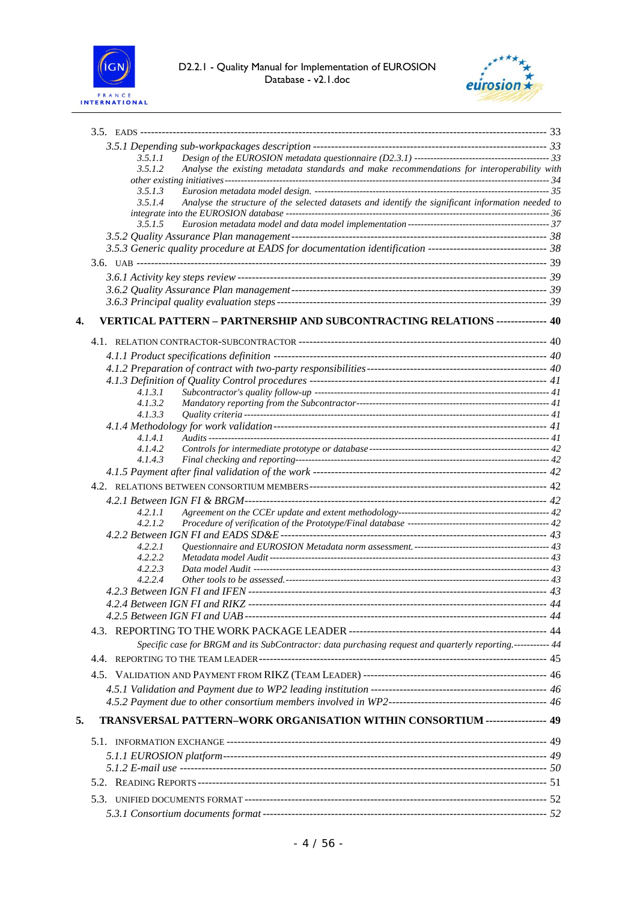3.5. EADS ---------------------------------------------------------------------------------------------------------------- 33

*3.5.1 Depending sub-workpackages description ------------------------------------------------------------------- 33*

*3.5.1.1 Design of the EUROSION metadata questionnaire (D2.3.1) ------------------------------------------- 33*

*3.5.1.2 Analyse the existing metadata standards and make recommendations for interoperability with other existing initiatives ------------------------------------------------------------------------------------------------------- 34*

*3.5.1.3 Eurosion metadata model design. ------------------------------------------------------------------------- 35*

*3.5.1.4 Analyse the structure of the selected datasets and identify the significant information needed to integrate into the EUROSION database ------------------------------------------------------------------------------- 36*

*3.5.1.5 Eurosion metadata model and data model implementation --------------------------------------------- 37*

*3.5.2 Quality Assurance Plan management------------------------------------------------------------------------- 38*

*3.5.3 Generic quality procedure at EADS for documentation identification ---------------------------------- 38*

3.6. UAB ---------------------------------------------------------------------------------------------------------------- 39

*3.6.1 Activity key steps review --------------------------------------------------------------------------------------- 39*

*3.6.2 Quality Assurance Plan management------------------------------------------------------------------------- 39*

*3.6.3 Principal quality evaluation steps ----------------------------------------------------------------------------- 39*

**4. VERTICAL PATTERN – PARTNERSHIP AND SUBCONTRACTING RELATIONS -------------- 40**

4.1. RELATION CONTRACTOR-SUBCONTRACTOR ------------------------------------------------------------------ 40

*4.1.1 Product specifications definition ------------------------------------------------------------------------------ 40*

*4.1.2 Preparation of contract with two-party responsibilities---------------------------------------------------- 40*

*4.1.3 Definition of Quality Control procedures -------------------------------------------------------------------- 41*

*4.1.3.1 Subcontractor's quality follow-up --------------------------------------------------------------------------- 41*

*4.1.3.2 Mandatory reporting from the Subcontractor-------------------------------------------------------------- 41*

*4.1.3.3 Quality criteria ------------------------------------------------------------------------------------------------ 41*

*4.1.4 Methodology for work validation------------------------------------------------------------------------------ 41*

*4.1.4.1 Audits ----------------------------------------------------------------------------------------------------------- 41*

*4.1.4.2 Controls for intermediate prototype or database---------------------------------------------------------- 42*

*4.1.4.3 Final checking and reporting--------------------------------------------------------------------------------- 42*

*4.1.5 Payment after final validation of the work ------------------------------------------------------------------ 42*

4.2. RELATIONS BETWEEN CONSORTIUM MEMBERS---------------------------------------------------------------- 42

*4.2.1 Between IGN FI & BRGM--------------------------------------------------------------------------------------- 42*

*4.2.1.1 Agreement on the CCEr update and extent methodology------------------------------------------------- 42*

*4.2.1.2 Procedure of verification of the Prototype/Final database ----------------------------------------------- 42*

*4.2.2 Between IGN FI and EADS SD&E ---------------------------------------------------------------------------- 43*

*4.2.2.1 Questionnaire and EUROSION Metadata norm assessment. ---------------------------------------------- 43*

*4.2.2.2 Metadata model Audit ---------------------------------------------------------------------------------------- 43*

*4.2.2.3 Data model Audit --------------------------------------------------------------------------------------------- 43*

*4.2.2.4 Other tools to be assessed. ----------------------------------------------------------------------------------- 43*

*4.2.3 Between IGN FI and IFEN ------------------------------------------------------------------------------------- 43*

*4.2.4 Between IGN FI and RIKZ ------------------------------------------------------------------------------------- 44*

*4.2.5 Between IGN FI and UAB -------------------------------------------------------------------------------------- 44*

4.3. REPORTING TO THE WORK PACKAGE LEADER ------------------------------------------------------------------ 44

*Specific case for BRGM and its SubContractor: data purchasing request and quarterly reporting.----------- 44*

4.4. REPORTING TO THE TEAM LEADER ------------------------------------------------------------------------------- 45

4.5. VALIDATION AND PAYMENT FROM RIKZ (TEAM LEADER) ---------------------------------------------------- 46

*4.5.1 Validation and Payment due to WP2 leading institution -------------------------------------------------- 46*

*4.5.2 Payment due to other consortium members involved in WP2--------------------------------------------- 46*

**5. TRANSVERSAL PATTERN–WORK ORGANISATION WITHIN CONSORTIUM ----------------- 49**

5.1. INFORMATION EXCHANGE ----------------------------------------------------------------------------------------- 49

*5.1.1 EUROSION platform-------------------------------------------------------------------------------------------- 49*

*5.1.2 E-mail use -------------------------------------------------------------------------------------------------------- 50*

5.2. READING REPORTS -------------------------------------------------------------------------------------------------- 51

5.3. UNIFIED DOCUMENTS FORMAT ------------------------------------------------------------------------------------ 52

*5.3.1 Consortium documents format -------------------------------------------------------------------------------- 52*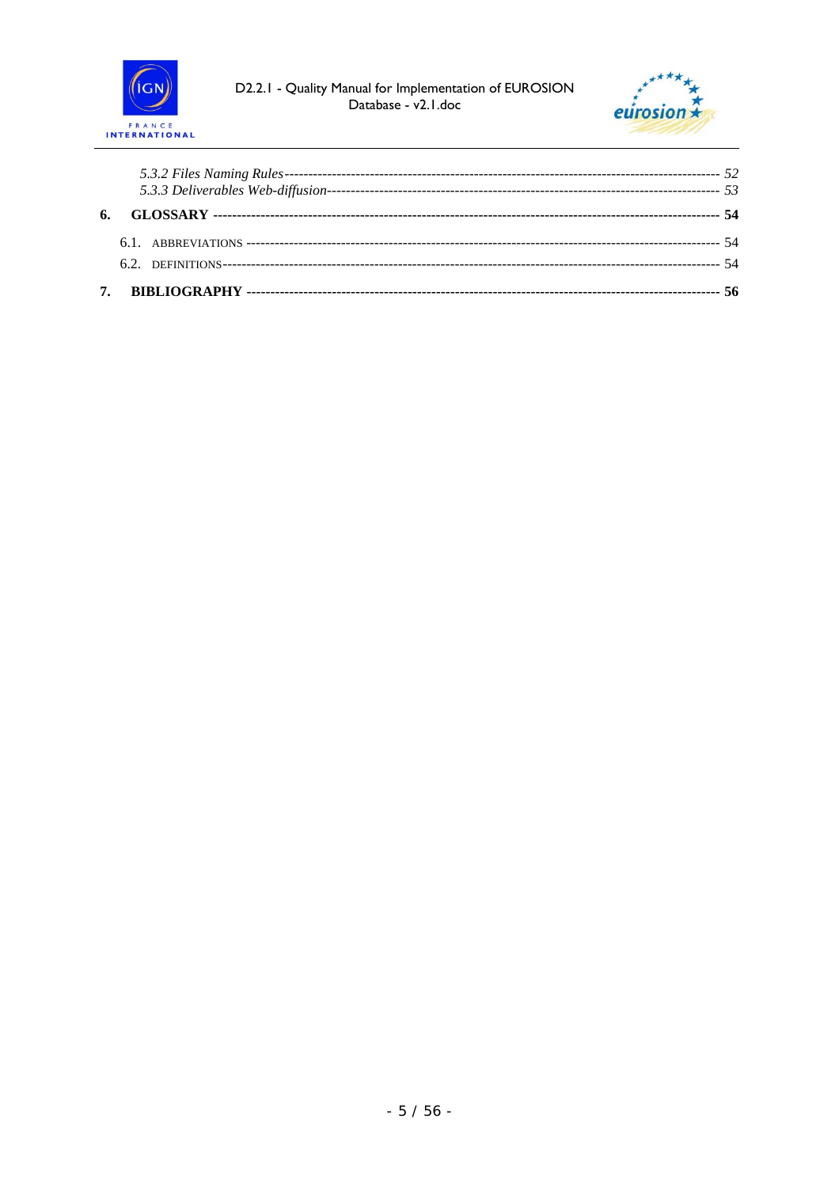*5.3.2 Files Naming Rules* ---------------------------------------------------------------------------------------- *52*
*5.3.3 Deliverables Web-diffusion*---------------------------------------------------------------------------------- *53*

**6. GLOSSARY** ------------------------------------------------------------------------------------------------- **54**

6.1. ABBREVIATIONS ----------------------------------------------------------------------------------------------- 54
6.2. DEFINITIONS------------------------------------------------------------------------------------------------------- 54

**7. BIBLIOGRAPHY** ------------------------------------------------------------------------------------------- **56**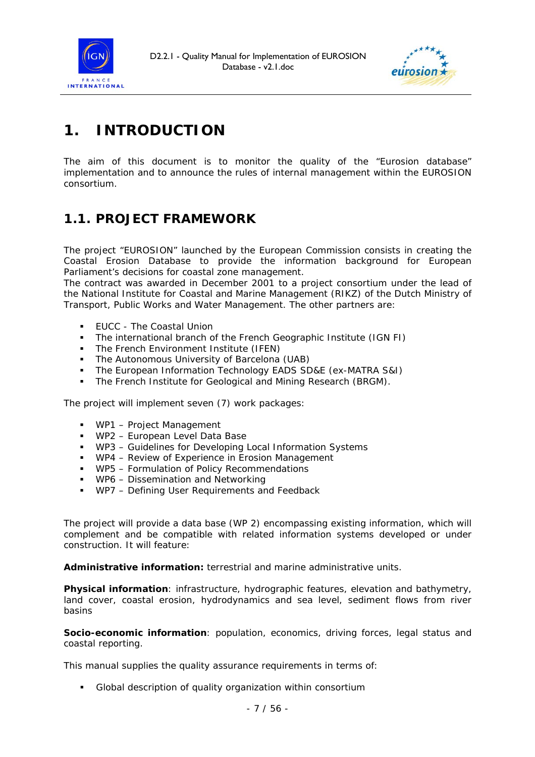# 1. INTRODUCTION

The aim of this document is to monitor the quality of the "Eurosion database" implementation and to announce the rules of internal management within the EUROSION consortium.

## 1.1. PROJECT FRAMEWORK

The project "EUROSION" launched by the European Commission consists in creating the Coastal Erosion Database to provide the information background for European Parliament's decisions for coastal zone management.
The contract was awarded in December 2001 to a project consortium under the lead of the National Institute for Coastal and Marine Management (RIKZ) of the Dutch Ministry of Transport, Public Works and Water Management. The other partners are:

- EUCC - The Coastal Union
- The international branch of the French Geographic Institute (IGN FI)
- The French Environment Institute (IFEN)
- The Autonomous University of Barcelona (UAB)
- The European Information Technology EADS SD&E (ex-MATRA S&I)
- The French Institute for Geological and Mining Research (BRGM).

The project will implement seven (7) work packages:

- WP1 – Project Management
- WP2 – European Level Data Base
- WP3 – Guidelines for Developing Local Information Systems
- WP4 – Review of Experience in Erosion Management
- WP5 – Formulation of Policy Recommendations
- WP6 – Dissemination and Networking
- WP7 – Defining User Requirements and Feedback

The project will provide a data base (WP 2) encompassing existing information, which will complement and be compatible with related information systems developed or under construction. It will feature:

**Administrative information:** terrestrial and marine administrative units.

**Physical information**: infrastructure, hydrographic features, elevation and bathymetry, land cover, coastal erosion, hydrodynamics and sea level, sediment flows from river basins

**Socio-economic information**: population, economics, driving forces, legal status and coastal reporting.

This manual supplies the quality assurance requirements in terms of:

- Global description of quality organization within consortium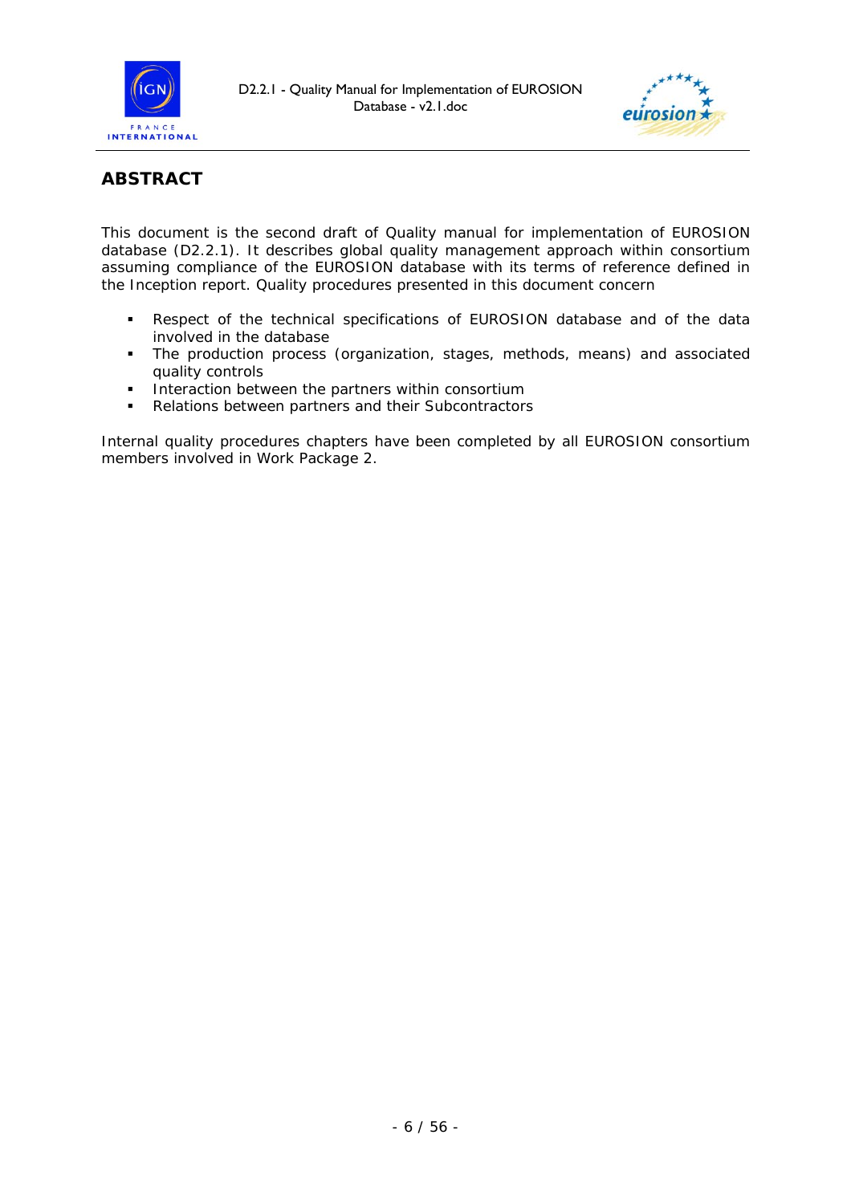## ABSTRACT

This document is the second draft of Quality manual for implementation of EUROSION database (D2.2.1). It describes global quality management approach within consortium assuming compliance of the EUROSION database with its terms of reference defined in the Inception report. Quality procedures presented in this document concern

- Respect of the technical specifications of EUROSION database and of the data involved in the database
- The production process (organization, stages, methods, means) and associated quality controls
- Interaction between the partners within consortium
- Relations between partners and their Subcontractors

Internal quality procedures chapters have been completed by all EUROSION consortium members involved in Work Package 2.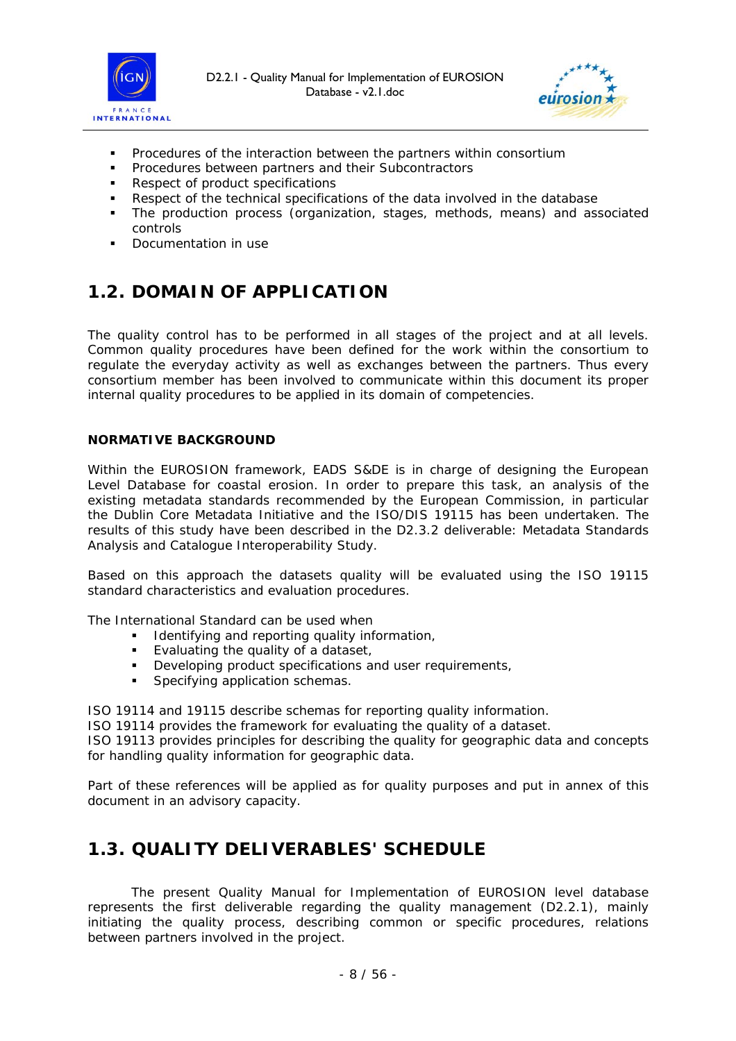- Procedures of the interaction between the partners within consortium
- Procedures between partners and their Subcontractors
- Respect of product specifications
- Respect of the technical specifications of the data involved in the database
- The production process (organization, stages, methods, means) and associated controls
- Documentation in use

## 1.2. DOMAIN OF APPLICATION

The quality control has to be performed in all stages of the project and at all levels. Common quality procedures have been defined for the work within the consortium to regulate the everyday activity as well as exchanges between the partners. Thus every consortium member has been involved to communicate within this document its proper internal quality procedures to be applied in its domain of competencies.

**NORMATIVE BACKGROUND**

Within the EUROSION framework, EADS S&DE is in charge of designing the European Level Database for coastal erosion. In order to prepare this task, an analysis of the existing metadata standards recommended by the European Commission, in particular the Dublin Core Metadata Initiative and the ISO/DIS 19115 has been undertaken. The results of this study have been described in the D2.3.2 deliverable: Metadata Standards Analysis and Catalogue Interoperability Study.

Based on this approach the datasets quality will be evaluated using the ISO 19115 standard characteristics and evaluation procedures.

The International Standard can be used when

- Identifying and reporting quality information,
- Evaluating the quality of a dataset,
- Developing product specifications and user requirements,
- Specifying application schemas.

ISO 19114 and 19115 describe schemas for reporting quality information.
ISO 19114 provides the framework for evaluating the quality of a dataset.
ISO 19113 provides principles for describing the quality for geographic data and concepts for handling quality information for geographic data.

Part of these references will be applied as for quality purposes and put in annex of this document in an advisory capacity.

## 1.3. QUALITY DELIVERABLES' SCHEDULE

The present Quality Manual for Implementation of EUROSION level database represents the first deliverable regarding the quality management (D2.2.1), mainly initiating the quality process, describing common or specific procedures, relations between partners involved in the project.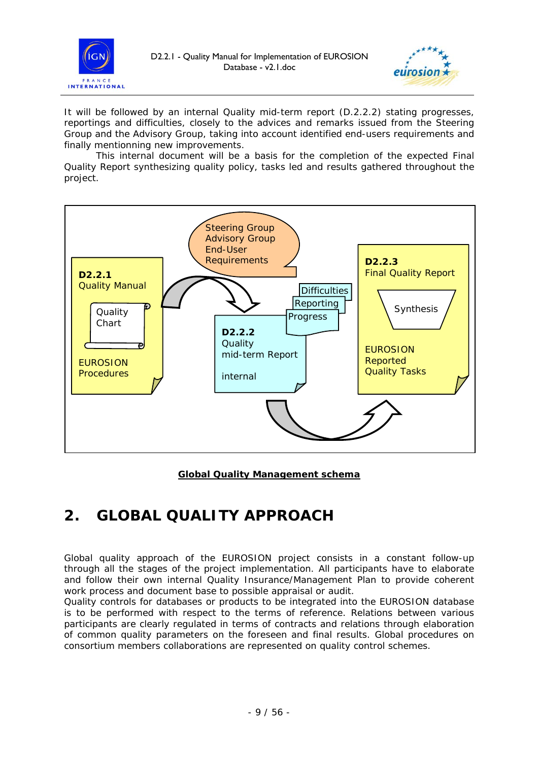It will be followed by an internal Quality mid-term report (D.2.2.2) stating progresses, reportings and difficulties, closely to the advices and remarks issued from the Steering Group and the Advisory Group, taking into account identified end-users requirements and finally mentionning new improvements.

This internal document will be a basis for the completion of the expected Final Quality Report synthesizing quality policy, tasks led and results gathered throughout the project.

Steering Group
Advisory Group
End-User
Requirements

**D2.2.1**
Quality Manual

Quality Chart

EUROSION Procedures

Difficulties
Reporting
Progress

**D2.2.2**
Quality
mid-term Report

internal

**D2.2.3**
Final Quality Report

Synthesis

EUROSION Reported Quality Tasks

**Global Quality Management schema**

# 2. GLOBAL QUALITY APPROACH

Global quality approach of the EUROSION project consists in a constant follow-up through all the stages of the project implementation. All participants have to elaborate and follow their own internal Quality Insurance/Management Plan to provide coherent work process and document base to possible appraisal or audit.
Quality controls for databases or products to be integrated into the EUROSION database is to be performed with respect to the terms of reference. Relations between various participants are clearly regulated in terms of contracts and relations through elaboration of common quality parameters on the foreseen and final results. Global procedures on consortium members collaborations are represented on quality control schemes.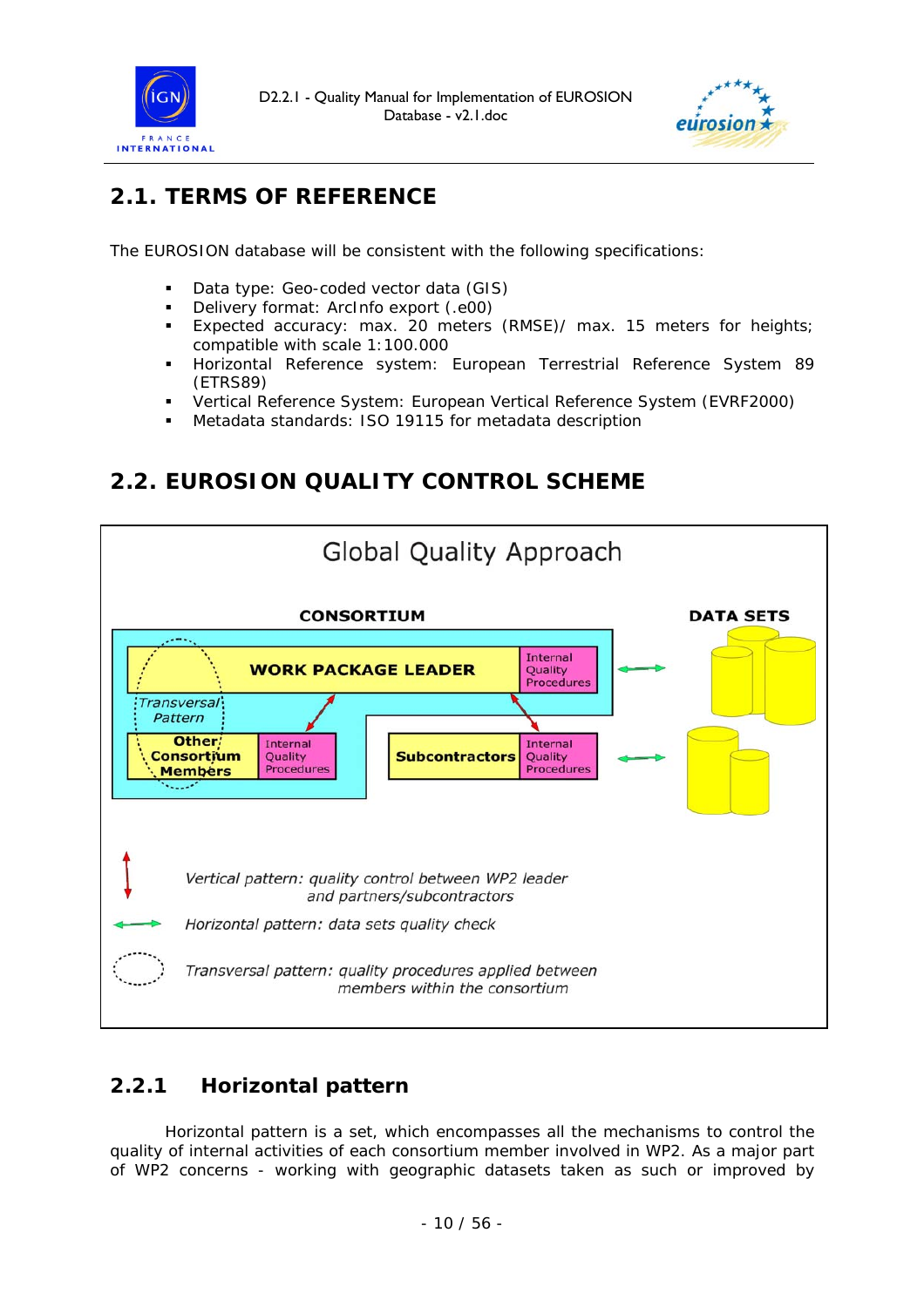## 2.1. TERMS OF REFERENCE

The EUROSION database will be consistent with the following specifications:

- Data type: Geo-coded vector data (GIS)
- Delivery format: ArcInfo export (.e00)
- Expected accuracy: max. 20 meters (RMSE)/ max. 15 meters for heights; compatible with scale 1:100.000
- Horizontal Reference system: European Terrestrial Reference System 89 (ETRS89)
- Vertical Reference System: European Vertical Reference System (EVRF2000)
- Metadata standards: ISO 19115 for metadata description

## 2.2. EUROSION QUALITY CONTROL SCHEME

Global Quality Approach

CONSORTIUM

DATA SETS

WORK PACKAGE LEADER — Internal Quality Procedures

Transversal Pattern

Other Consortium Members — Internal Quality Procedures

Subcontractors — Internal Quality Procedures

*Vertical pattern: quality control between WP2 leader and partners/subcontractors*

*Horizontal pattern: data sets quality check*

*Transversal pattern: quality procedures applied between members within the consortium*

### 2.2.1 Horizontal pattern

Horizontal pattern is a set, which encompasses all the mechanisms to control the quality of internal activities of each consortium member involved in WP2. As a major part of WP2 concerns - working with geographic datasets taken as such or improved by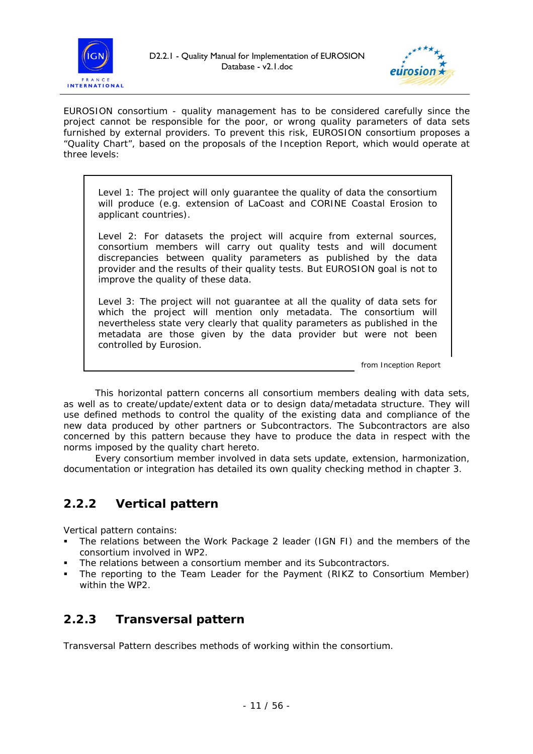EUROSION consortium - quality management has to be considered carefully since the project cannot be responsible for the poor, or wrong quality parameters of data sets furnished by external providers. To prevent this risk, EUROSION consortium proposes a "Quality Chart", based on the proposals of the Inception Report, which would operate at three levels:

> Level 1: The project will only guarantee the quality of data the consortium will produce (e.g. extension of LaCoast and CORINE Coastal Erosion to applicant countries).
>
> Level 2: For datasets the project will acquire from external sources, consortium members will carry out quality tests and will document discrepancies between quality parameters as published by the data provider and the results of their quality tests. But EUROSION goal is not to improve the quality of these data.
>
> Level 3: The project will not guarantee at all the quality of data sets for which the project will mention only metadata. The consortium will nevertheless state very clearly that quality parameters as published in the metadata are those given by the data provider but were not been controlled by Eurosion.
>
> from Inception Report

This horizontal pattern concerns all consortium members dealing with data sets, as well as to create/update/extent data or to design data/metadata structure. They will use defined methods to control the quality of the existing data and compliance of the new data produced by other partners or Subcontractors. The Subcontractors are also concerned by this pattern because they have to produce the data in respect with the norms imposed by the quality chart hereto.

Every consortium member involved in data sets update, extension, harmonization, documentation or integration has detailed its own quality checking method in chapter 3.

## 2.2.2 Vertical pattern

Vertical pattern contains:

- The relations between the Work Package 2 leader (IGN FI) and the members of the consortium involved in WP2.
- The relations between a consortium member and its Subcontractors.
- The reporting to the Team Leader for the Payment (RIKZ to Consortium Member) within the WP2.

## 2.2.3 Transversal pattern

Transversal Pattern describes methods of working within the consortium.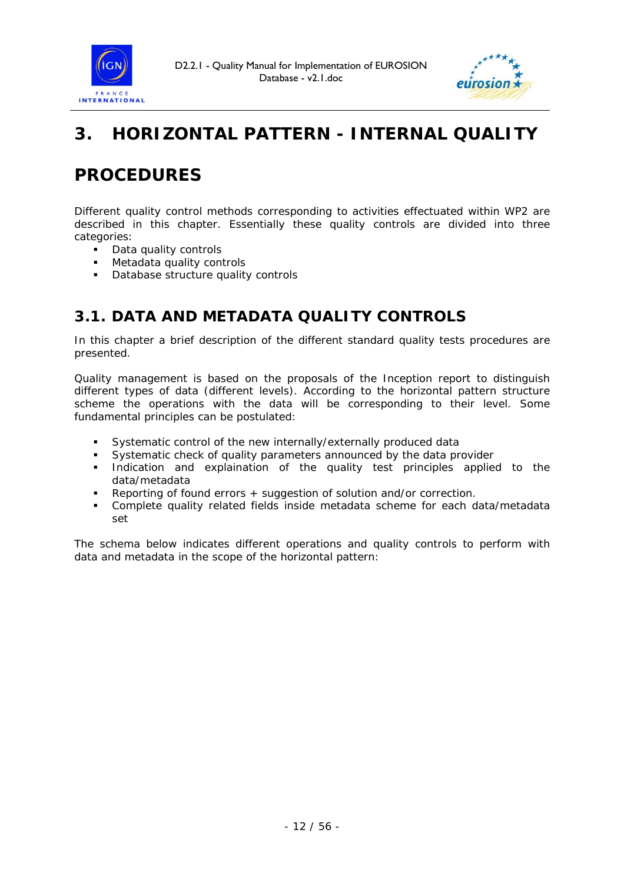# 3. HORIZONTAL PATTERN - INTERNAL QUALITY PROCEDURES

Different quality control methods corresponding to activities effectuated within WP2 are described in this chapter. Essentially these quality controls are divided into three categories:

- Data quality controls
- Metadata quality controls
- Database structure quality controls

## 3.1. DATA AND METADATA QUALITY CONTROLS

In this chapter a brief description of the different standard quality tests procedures are presented.

Quality management is based on the proposals of the Inception report to distinguish different types of data (different levels). According to the horizontal pattern structure scheme the operations with the data will be corresponding to their level. Some fundamental principles can be postulated:

- Systematic control of the new internally/externally produced data
- Systematic check of quality parameters announced by the data provider
- Indication and explaination of the quality test principles applied to the data/metadata
- Reporting of found errors + suggestion of solution and/or correction.
- Complete quality related fields inside metadata scheme for each data/metadata set

The schema below indicates different operations and quality controls to perform with data and metadata in the scope of the horizontal pattern: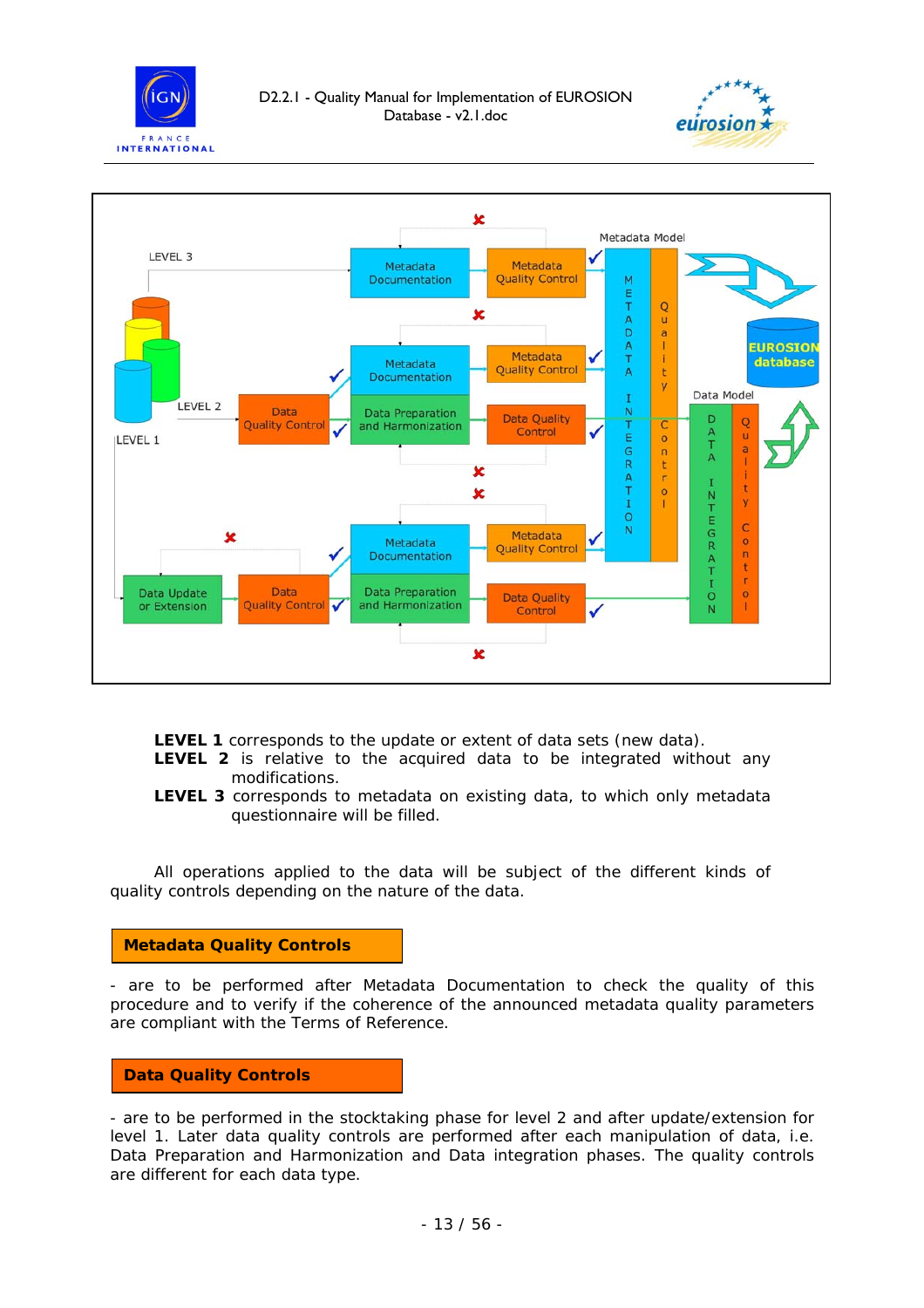**LEVEL 1** corresponds to the update or extent of data sets (new data).

**LEVEL 2** is relative to the acquired data to be integrated without any modifications.

**LEVEL 3** corresponds to metadata on existing data, to which only metadata questionnaire will be filled.

All operations applied to the data will be subject of the different kinds of quality controls depending on the nature of the data.

## Metadata Quality Controls

- are to be performed after Metadata Documentation to check the quality of this procedure and to verify if the coherence of the announced metadata quality parameters are compliant with the Terms of Reference.

## Data Quality Controls

- are to be performed in the stocktaking phase for level 2 and after update/extension for level 1. Later data quality controls are performed after each manipulation of data, i.e. Data Preparation and Harmonization and Data integration phases. The quality controls are different for each data type.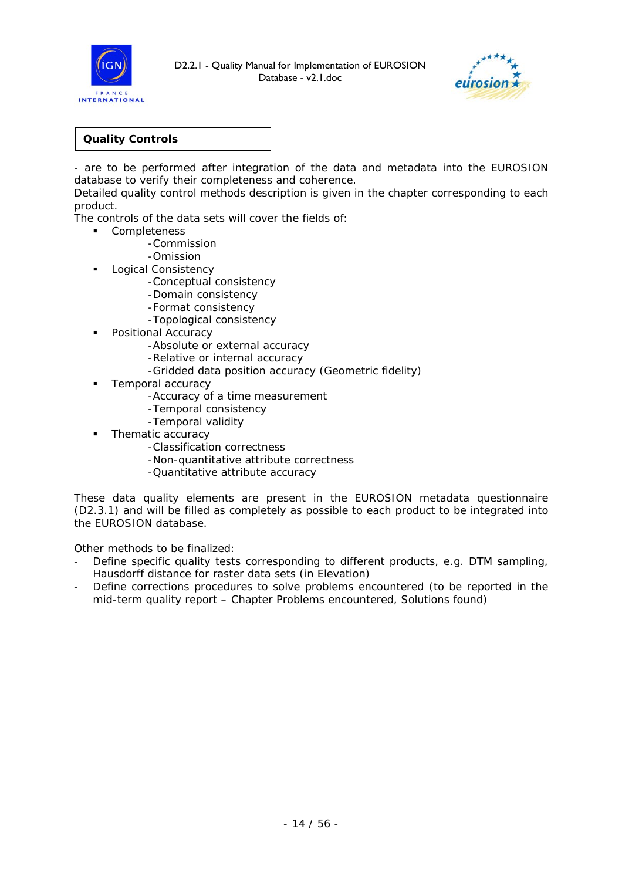**Quality Controls**

- are to be performed after integration of the data and metadata into the EUROSION database to verify their completeness and coherence.

Detailed quality control methods description is given in the chapter corresponding to each product.

The controls of the data sets will cover the fields of:

- Completeness
  - Commission
  - Omission
- Logical Consistency
  - Conceptual consistency
  - Domain consistency
  - Format consistency
  - Topological consistency
- Positional Accuracy
  - Absolute or external accuracy
  - Relative or internal accuracy
  - Gridded data position accuracy (Geometric fidelity)
- Temporal accuracy
  - Accuracy of a time measurement
  - Temporal consistency
  - Temporal validity
- Thematic accuracy
  - Classification correctness
  - Non-quantitative attribute correctness
  - Quantitative attribute accuracy

These data quality elements are present in the EUROSION metadata questionnaire (D2.3.1) and will be filled as completely as possible to each product to be integrated into the EUROSION database.

Other methods to be finalized:

- Define specific quality tests corresponding to different products, e.g. DTM sampling, Hausdorff distance for raster data sets (in Elevation)
- Define corrections procedures to solve problems encountered (to be reported in the mid-term quality report – Chapter Problems encountered, Solutions found)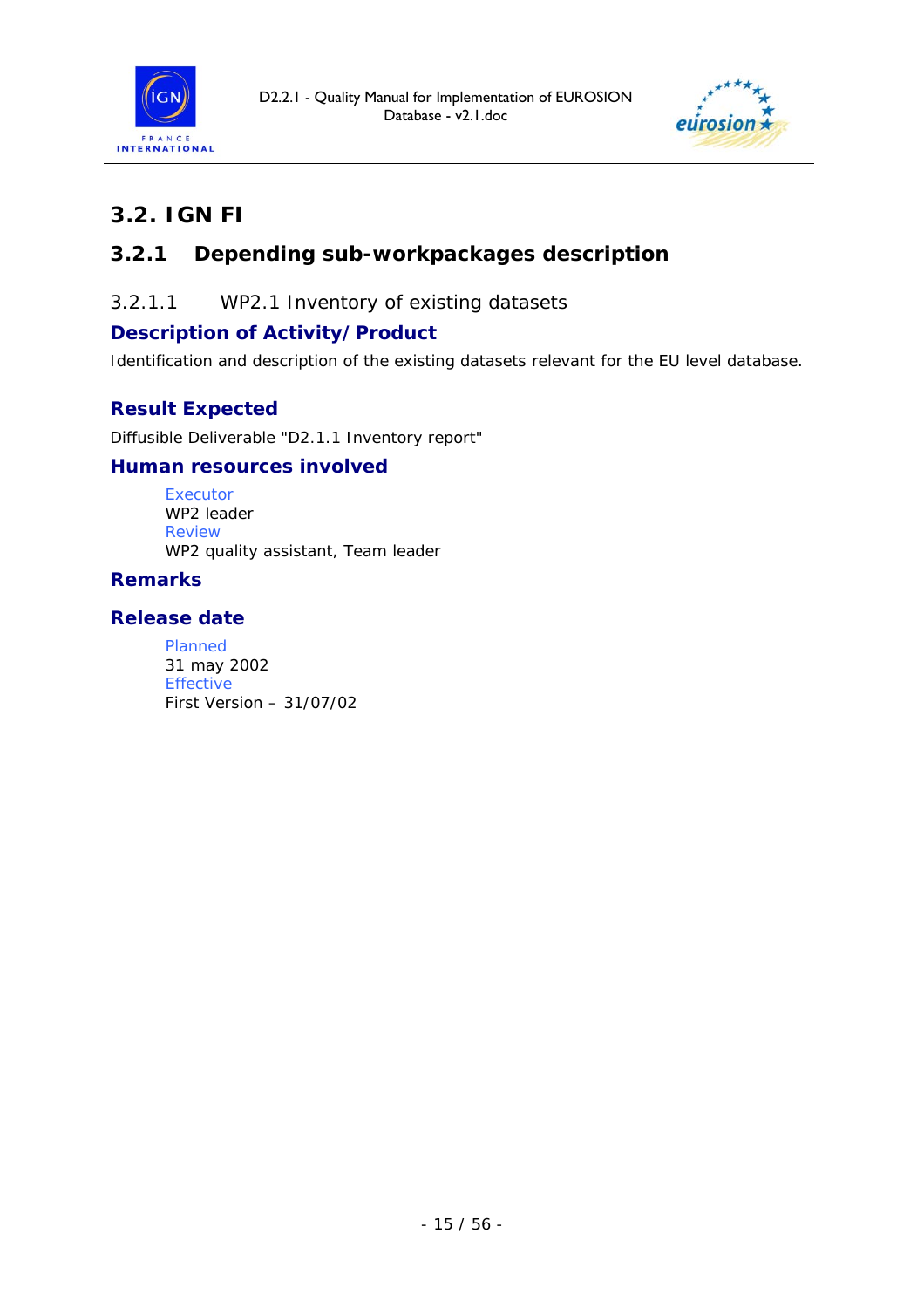## 3.2. IGN FI

### 3.2.1 Depending sub-workpackages description

#### 3.2.1.1 WP2.1 Inventory of existing datasets

**Description of Activity/Product**

Identification and description of the existing datasets relevant for the EU level database.

**Result Expected**

Diffusible Deliverable "D2.1.1 Inventory report"

**Human resources involved**

Executor
WP2 leader
Review
WP2 quality assistant, Team leader

**Remarks**

**Release date**

Planned
31 may 2002
Effective
First Version – 31/07/02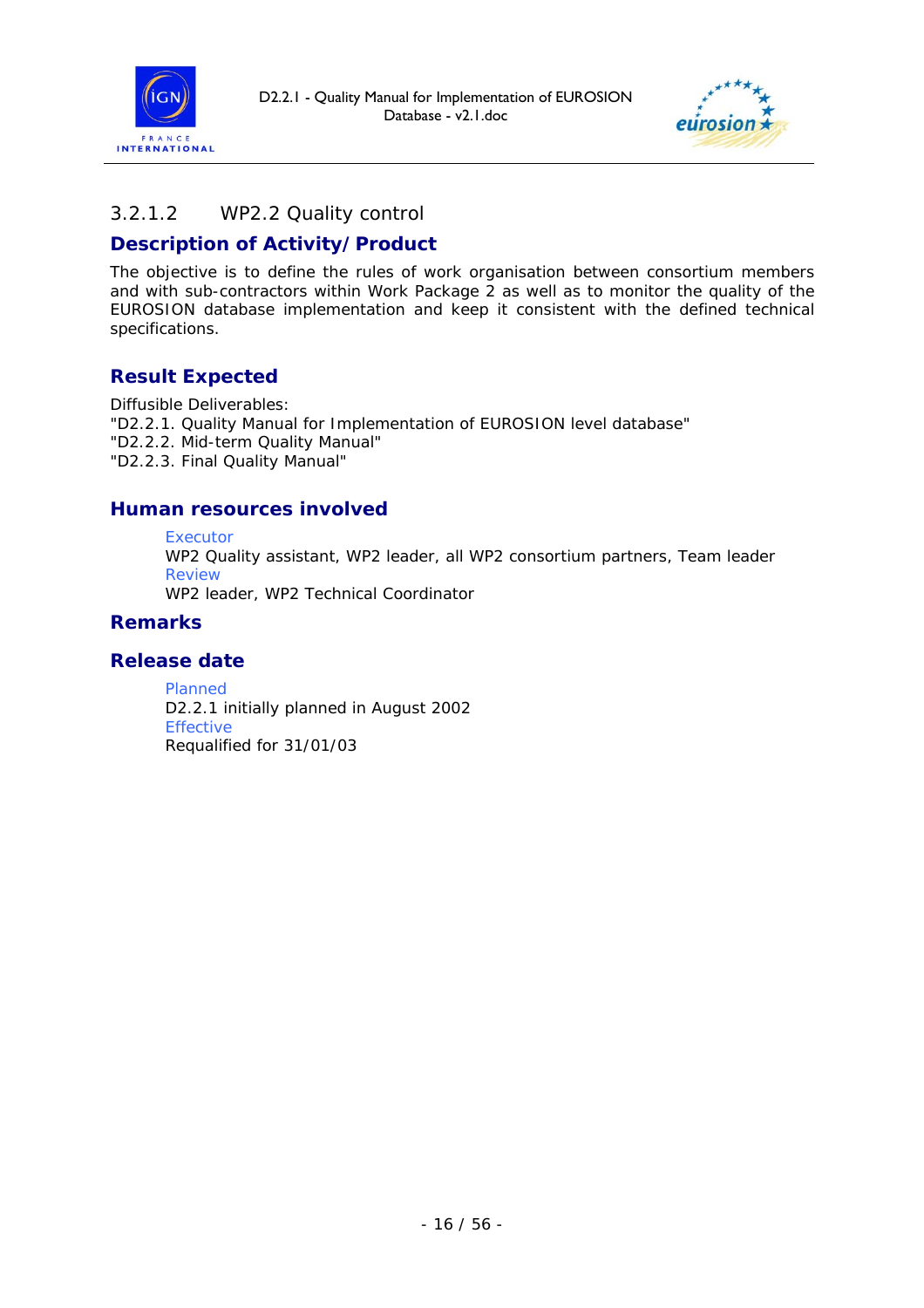#### 3.2.1.2 WP2.2 Quality control

**Description of Activity/Product**

The objective is to define the rules of work organisation between consortium members and with sub-contractors within Work Package 2 as well as to monitor the quality of the EUROSION database implementation and keep it consistent with the defined technical specifications.

**Result Expected**

Diffusible Deliverables:
"D2.2.1. Quality Manual for Implementation of EUROSION level database"
"D2.2.2. Mid-term Quality Manual"
"D2.2.3. Final Quality Manual"

**Human resources involved**

Executor
WP2 Quality assistant, WP2 leader, all WP2 consortium partners, Team leader
Review
WP2 leader, WP2 Technical Coordinator

**Remarks**

**Release date**

Planned
D2.2.1 initially planned in August 2002
Effective
Requalified for 31/01/03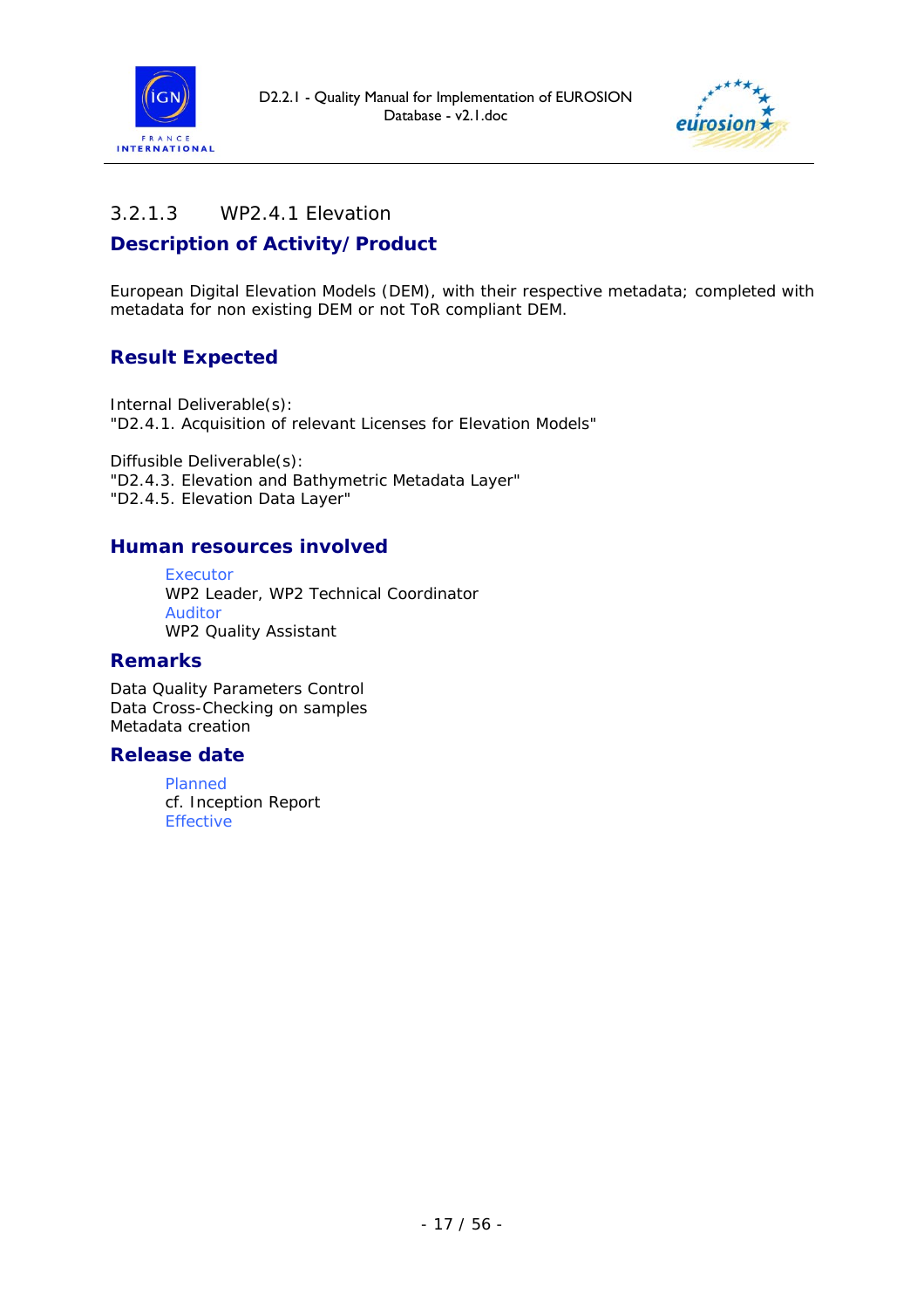### 3.2.1.3 WP2.4.1 Elevation

#### Description of Activity/Product

European Digital Elevation Models (DEM), with their respective metadata; completed with metadata for non existing DEM or not ToR compliant DEM.

#### Result Expected

Internal Deliverable(s):
"D2.4.1. Acquisition of relevant Licenses for Elevation Models"

Diffusible Deliverable(s):
"D2.4.3. Elevation and Bathymetric Metadata Layer"
"D2.4.5. Elevation Data Layer"

#### Human resources involved

Executor
WP2 Leader, WP2 Technical Coordinator
Auditor
WP2 Quality Assistant

#### Remarks

Data Quality Parameters Control
Data Cross-Checking on samples
Metadata creation

#### Release date

Planned
cf. Inception Report
Effective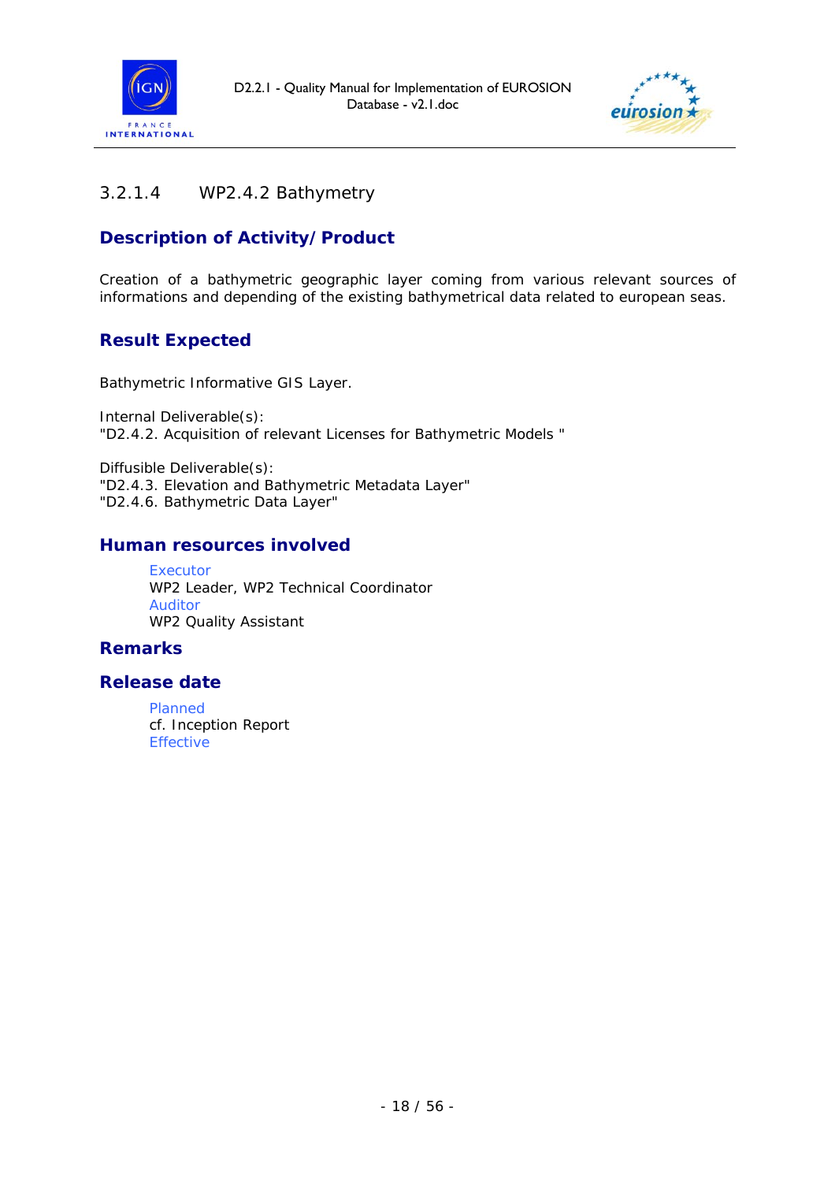### 3.2.1.4 WP2.4.2 Bathymetry

#### Description of Activity/Product

Creation of a bathymetric geographic layer coming from various relevant sources of informations and depending of the existing bathymetrical data related to european seas.

#### Result Expected

Bathymetric Informative GIS Layer.

Internal Deliverable(s):
"D2.4.2. Acquisition of relevant Licenses for Bathymetric Models "

Diffusible Deliverable(s):
"D2.4.3. Elevation and Bathymetric Metadata Layer"
"D2.4.6. Bathymetric Data Layer"

#### Human resources involved

Executor
WP2 Leader, WP2 Technical Coordinator
Auditor
WP2 Quality Assistant

#### Remarks

#### Release date

Planned
cf. Inception Report
Effective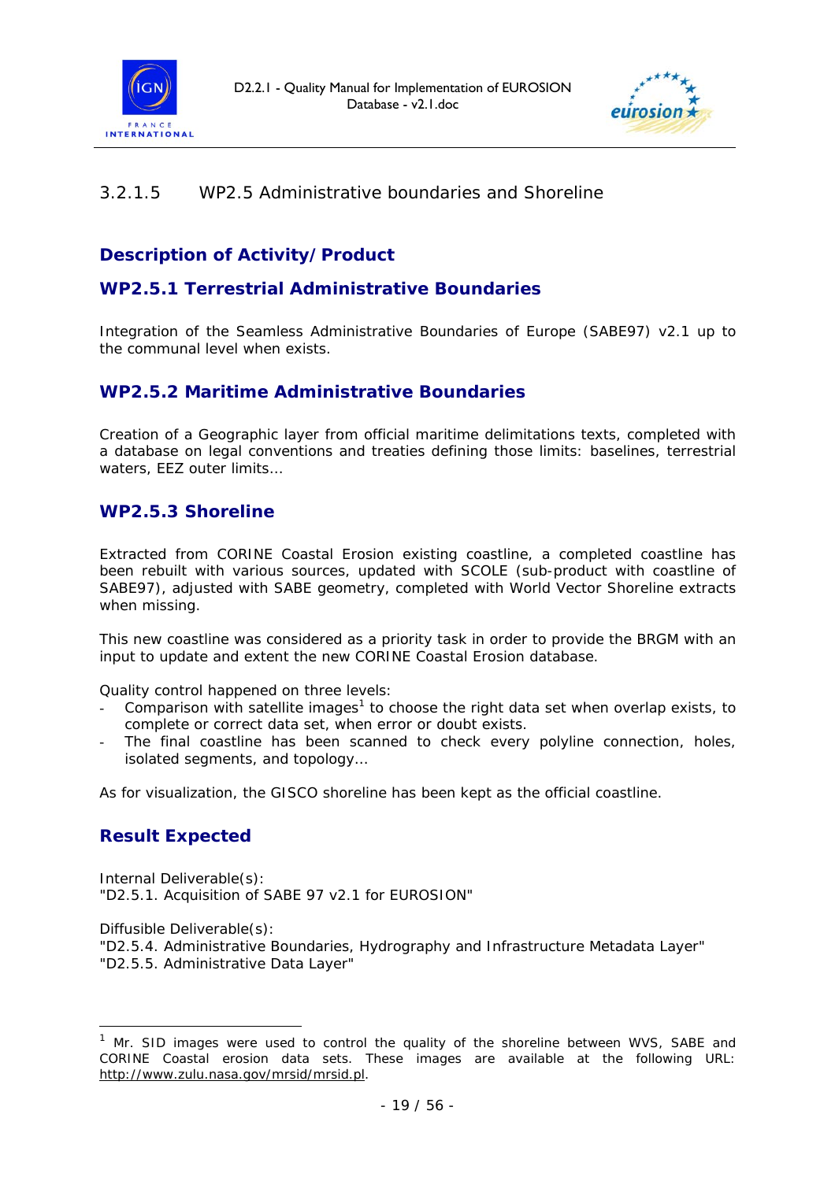### 3.2.1.5 WP2.5 Administrative boundaries and Shoreline

## Description of Activity/Product

## WP2.5.1 Terrestrial Administrative Boundaries

Integration of the Seamless Administrative Boundaries of Europe (SABE97) v2.1 up to the communal level when exists.

## WP2.5.2 Maritime Administrative Boundaries

Creation of a Geographic layer from official maritime delimitations texts, completed with a database on legal conventions and treaties defining those limits: baselines, terrestrial waters, EEZ outer limits…

## WP2.5.3 Shoreline

Extracted from CORINE Coastal Erosion existing coastline, a completed coastline has been rebuilt with various sources, updated with SCOLE (sub-product with coastline of SABE97), adjusted with SABE geometry, completed with World Vector Shoreline extracts when missing.

This new coastline was considered as a priority task in order to provide the BRGM with an input to update and extent the new CORINE Coastal Erosion database.

Quality control happened on three levels:

- Comparison with satellite images[1] to choose the right data set when overlap exists, to complete or correct data set, when error or doubt exists.
- The final coastline has been scanned to check every polyline connection, holes, isolated segments, and topology…

As for visualization, the GISCO shoreline has been kept as the official coastline.

## Result Expected

Internal Deliverable(s):
"D2.5.1. Acquisition of SABE 97 v2.1 for EUROSION"

Diffusible Deliverable(s):
"D2.5.4. Administrative Boundaries, Hydrography and Infrastructure Metadata Layer"
"D2.5.5. Administrative Data Layer"

---

[1] Mr. SID images were used to control the quality of the shoreline between WVS, SABE and CORINE Coastal erosion data sets. These images are available at the following URL: http://www.zulu.nasa.gov/mrsid/mrsid.pl.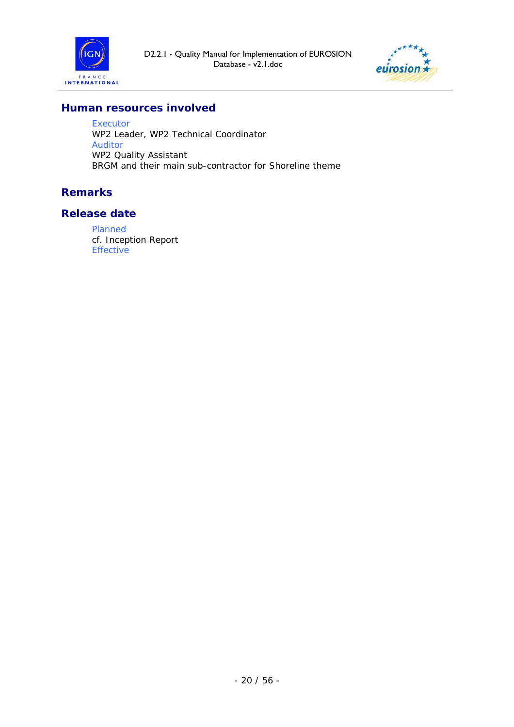## Human resources involved

Executor

WP2 Leader, WP2 Technical Coordinator

Auditor

WP2 Quality Assistant

BRGM and their main sub-contractor for Shoreline theme

## Remarks

## Release date

Planned

cf. Inception Report

Effective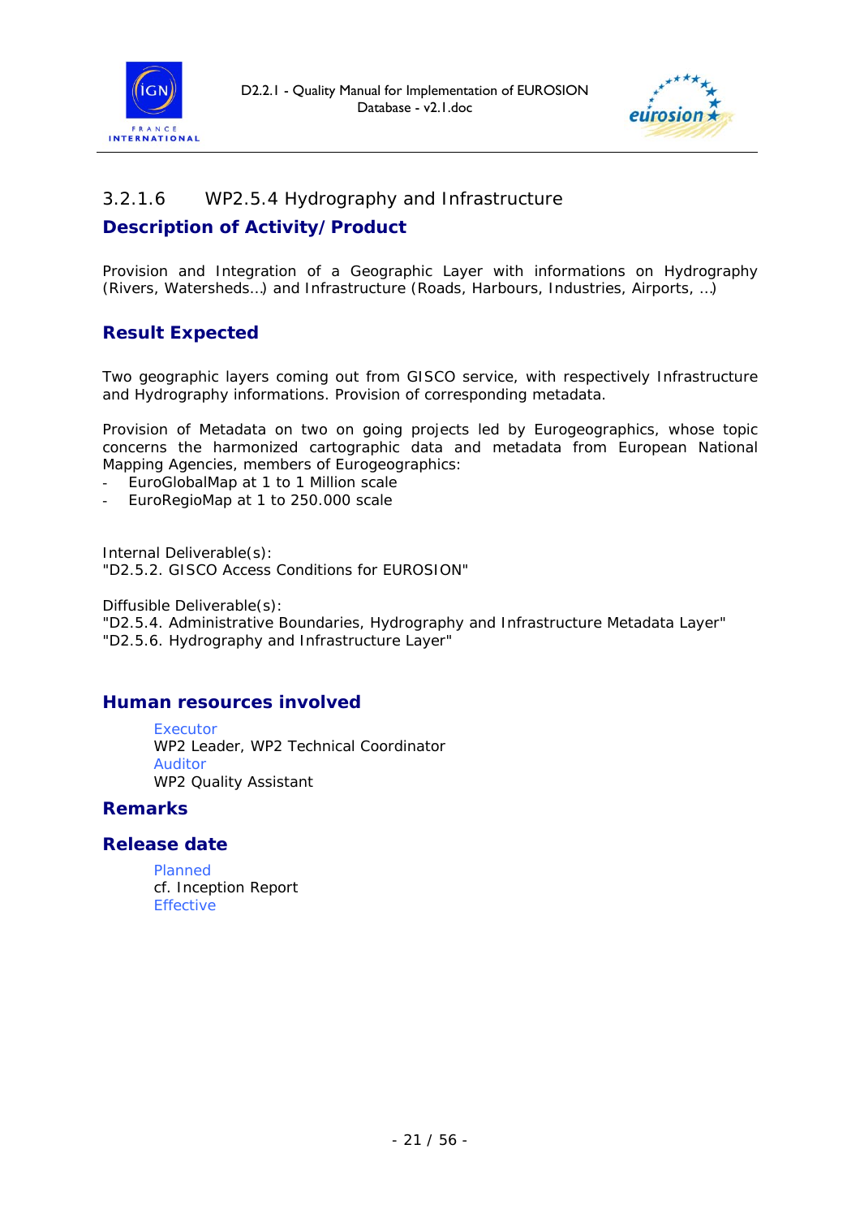### 3.2.1.6 WP2.5.4 Hydrography and Infrastructure

#### Description of Activity/Product

Provision and Integration of a Geographic Layer with informations on Hydrography (Rivers, Watersheds…) and Infrastructure (Roads, Harbours, Industries, Airports, …)

#### Result Expected

Two geographic layers coming out from GISCO service, with respectively Infrastructure and Hydrography informations. Provision of corresponding metadata.

Provision of Metadata on two on going projects led by Eurogeographics, whose topic concerns the harmonized cartographic data and metadata from European National Mapping Agencies, members of Eurogeographics:

- EuroGlobalMap at 1 to 1 Million scale
- EuroRegioMap at 1 to 250.000 scale

Internal Deliverable(s):
"D2.5.2. GISCO Access Conditions for EUROSION"

Diffusible Deliverable(s):
"D2.5.4. Administrative Boundaries, Hydrography and Infrastructure Metadata Layer"
"D2.5.6. Hydrography and Infrastructure Layer"

#### Human resources involved

Executor
WP2 Leader, WP2 Technical Coordinator
Auditor
WP2 Quality Assistant

#### Remarks

#### Release date

Planned
cf. Inception Report
Effective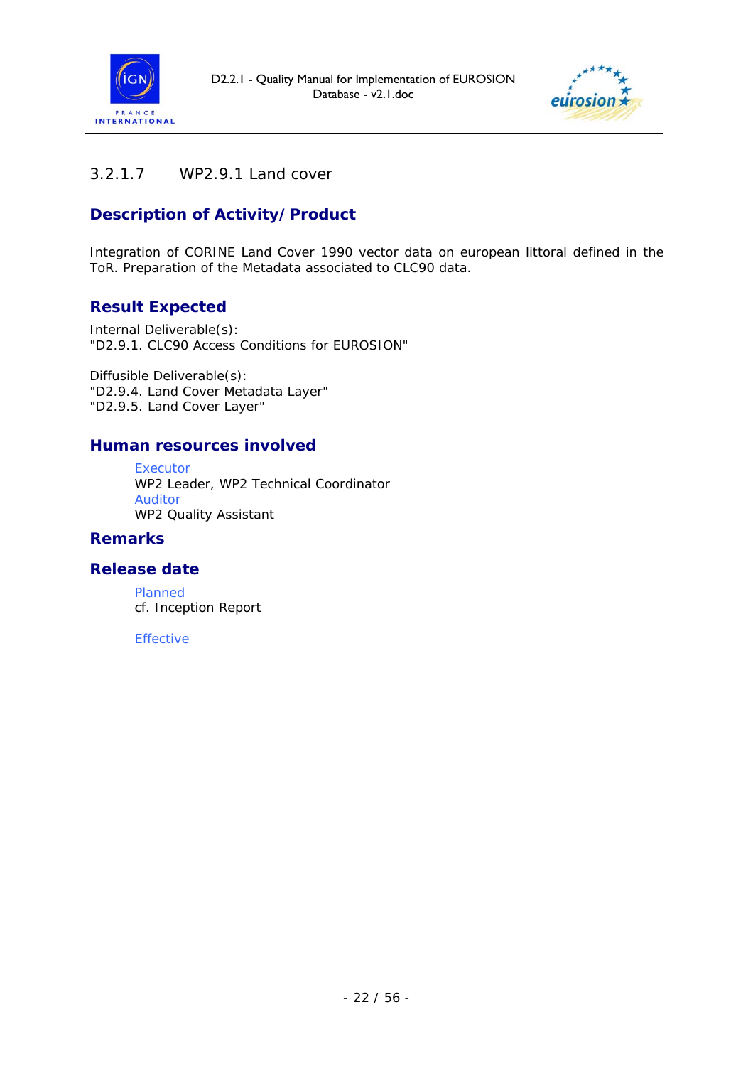#### 3.2.1.7 WP2.9.1 Land cover

### Description of Activity/Product

Integration of CORINE Land Cover 1990 vector data on european littoral defined in the ToR. Preparation of the Metadata associated to CLC90 data.

### Result Expected

Internal Deliverable(s):
"D2.9.1. CLC90 Access Conditions for EUROSION"

Diffusible Deliverable(s):
"D2.9.4. Land Cover Metadata Layer"
"D2.9.5. Land Cover Layer"

### Human resources involved

Executor
WP2 Leader, WP2 Technical Coordinator
Auditor
WP2 Quality Assistant

### Remarks

### Release date

Planned
cf. Inception Report

Effective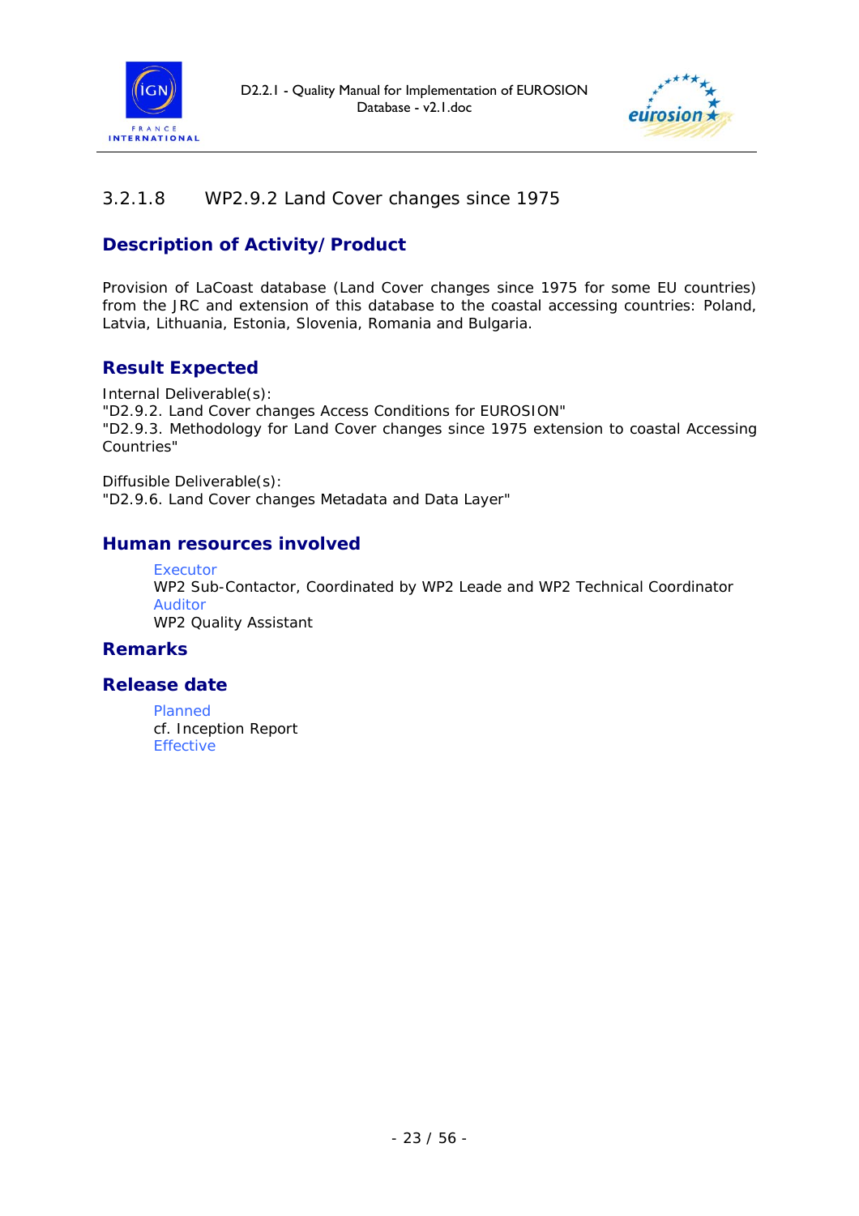#### 3.2.1.8 WP2.9.2 Land Cover changes since 1975

**Description of Activity/Product**

Provision of LaCoast database (Land Cover changes since 1975 for some EU countries) from the JRC and extension of this database to the coastal accessing countries: Poland, Latvia, Lithuania, Estonia, Slovenia, Romania and Bulgaria.

**Result Expected**

Internal Deliverable(s):
"D2.9.2. Land Cover changes Access Conditions for EUROSION"
"D2.9.3. Methodology for Land Cover changes since 1975 extension to coastal Accessing Countries"

Diffusible Deliverable(s):
"D2.9.6. Land Cover changes Metadata and Data Layer"

**Human resources involved**

Executor
WP2 Sub-Contactor, Coordinated by WP2 Leade and WP2 Technical Coordinator
Auditor
WP2 Quality Assistant

**Remarks**

**Release date**

Planned
cf. Inception Report
Effective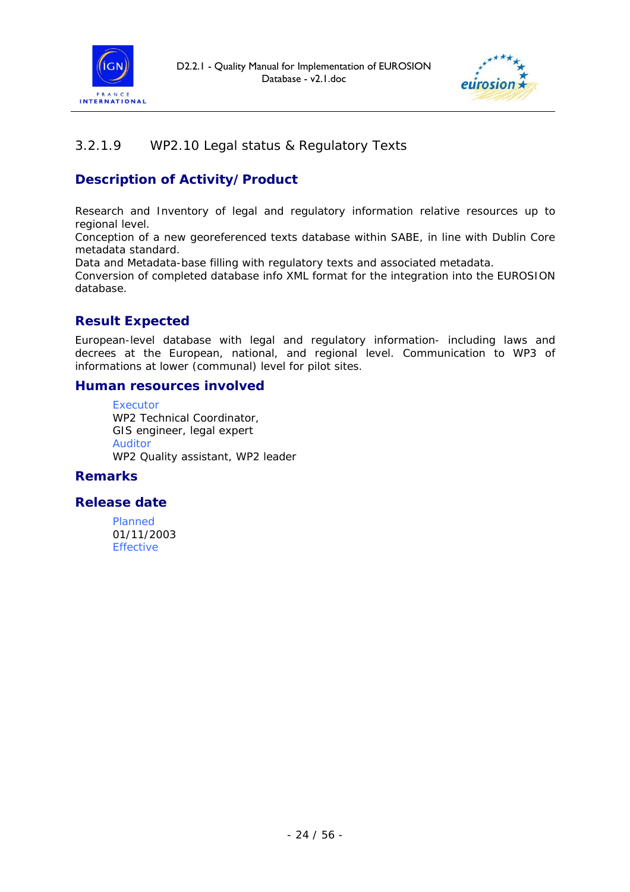### 3.2.1.9 WP2.10 Legal status & Regulatory Texts

#### Description of Activity/Product

Research and Inventory of legal and regulatory information relative resources up to regional level.
Conception of a new georeferenced texts database within SABE, in line with Dublin Core metadata standard.
Data and Metadata-base filling with regulatory texts and associated metadata.
Conversion of completed database info XML format for the integration into the EUROSION database.

#### Result Expected

European-level database with legal and regulatory information- including laws and decrees at the European, national, and regional level. Communication to WP3 of informations at lower (communal) level for pilot sites.

#### Human resources involved

Executor
WP2 Technical Coordinator,
GIS engineer, legal expert
Auditor
WP2 Quality assistant, WP2 leader

#### Remarks

#### Release date

Planned
01/11/2003
Effective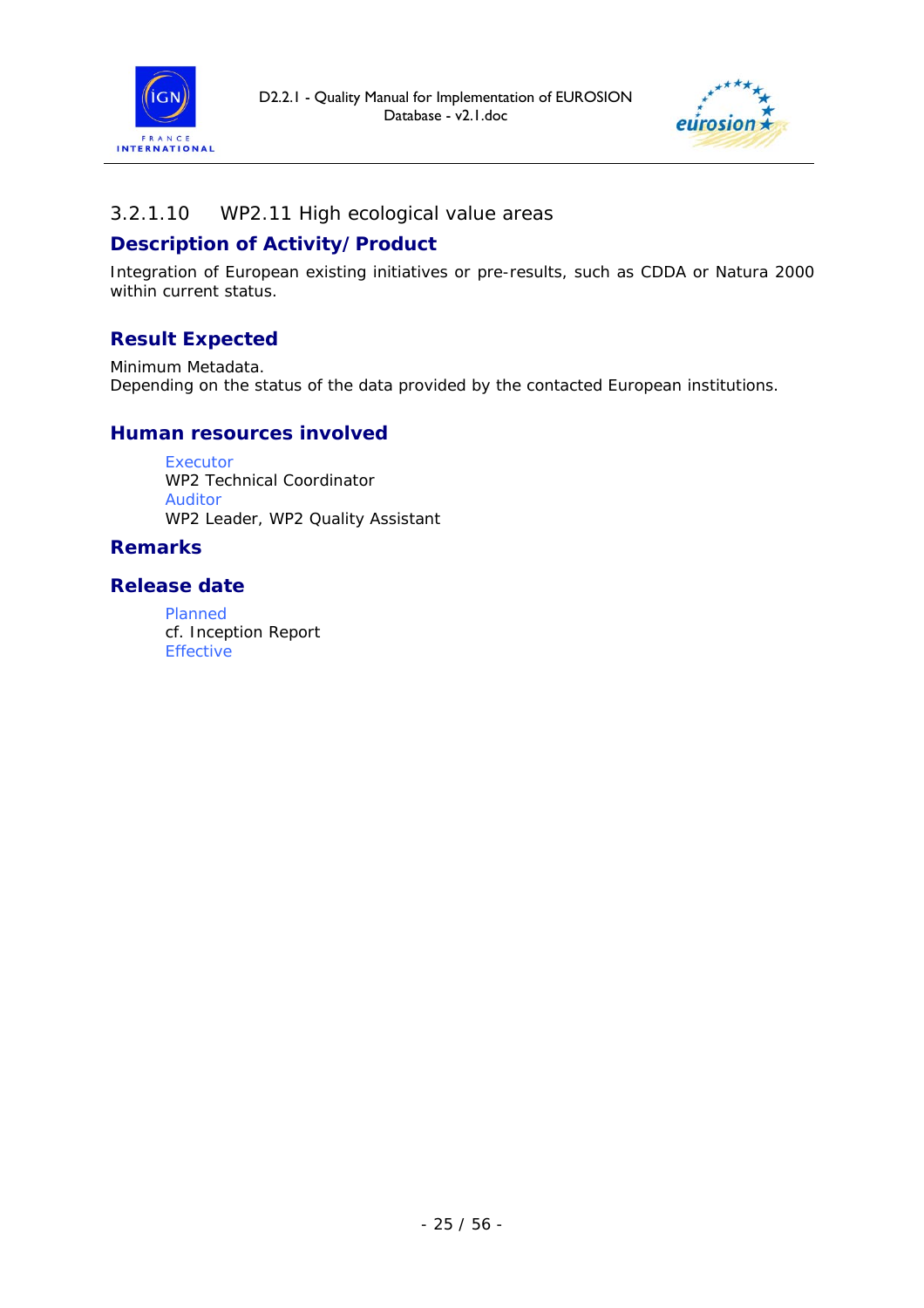### 3.2.1.10 WP2.11 High ecological value areas

#### Description of Activity/Product

Integration of European existing initiatives or pre-results, such as CDDA or Natura 2000 within current status.

#### Result Expected

Minimum Metadata.
Depending on the status of the data provided by the contacted European institutions.

#### Human resources involved

Executor
WP2 Technical Coordinator
Auditor
WP2 Leader, WP2 Quality Assistant

#### Remarks

#### Release date

Planned
cf. Inception Report
Effective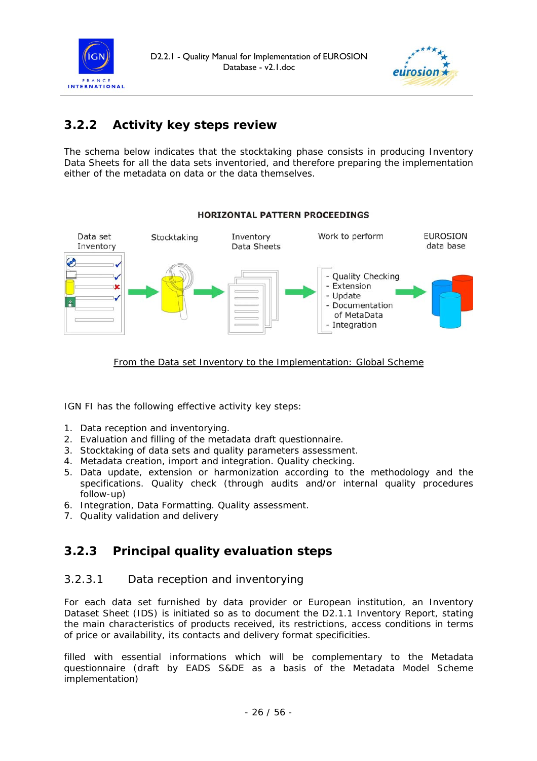## 3.2.2 Activity key steps review

The schema below indicates that the stocktaking phase consists in producing Inventory Data Sheets for all the data sets inventoried, and therefore preparing the implementation either of the metadata on data or the data themselves.

**HORIZONTAL PATTERN PROCEEDINGS**

Data set Inventory → Stocktaking → Inventory Data Sheets → Work to perform → EUROSION data base

Work to perform:
- Quality Checking
- Extension
- Update
- Documentation of MetaData
- Integration

From the Data set Inventory to the Implementation: Global Scheme

IGN FI has the following effective activity key steps:

1. Data reception and inventorying.
2. Evaluation and filling of the metadata draft questionnaire.
3. Stocktaking of data sets and quality parameters assessment.
4. Metadata creation, import and integration. Quality checking.
5. Data update, extension or harmonization according to the methodology and the specifications. Quality check (through audits and/or internal quality procedures follow-up)
6. Integration, Data Formatting. Quality assessment.
7. Quality validation and delivery

## 3.2.3 Principal quality evaluation steps

### 3.2.3.1 Data reception and inventorying

For each data set furnished by data provider or European institution, an Inventory Dataset Sheet (IDS) is initiated so as to document the D2.1.1 Inventory Report, stating the main characteristics of products received, its restrictions, access conditions in terms of price or availability, its contacts and delivery format specificities.

filled with essential informations which will be complementary to the Metadata questionnaire (draft by EADS S&DE as a basis of the Metadata Model Scheme implementation)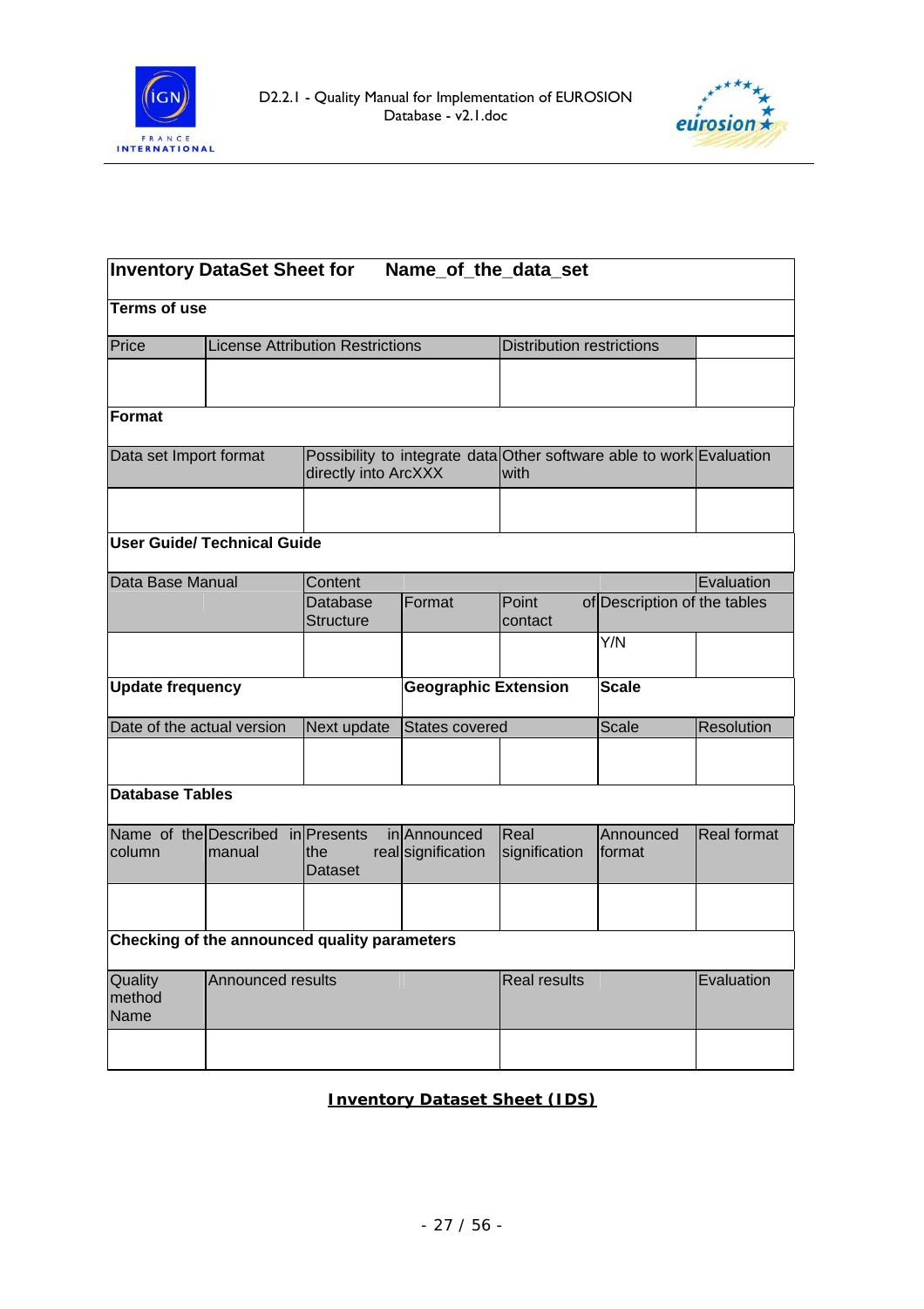| **Inventory DataSet Sheet for** | | **Name_of_the_data_set** | | | | |
|---|---|---|---|---|---|---|
| **Terms of use** | | | | | | |
| Price | License Attribution Restrictions | | | Distribution restrictions | | |
| | | | | | | |
| **Format** | | | | | | |
| Data set Import format | | Possibility to integrate data directly into ArcXXX | | Other software able to work with | | Evaluation |
| | | | | | | |
| **User Guide/ Technical Guide** | | | | | | |
| Data Base Manual | | Content | | | | Evaluation |
| | | Database Structure | Format | Point of contact | Description of the tables | |
| | | | | | Y/N | |
| **Update frequency** | | | **Geographic Extension** | | **Scale** | |
| Date of the actual version | | Next update | States covered | | Scale | Resolution |
| | | | | | | |
| **Database Tables** | | | | | | |
| Name of the column | Described in manual | Presents in the real Dataset | Announced signification | Real signification | Announced format | Real format |
| | | | | | | |
| **Checking of the announced quality parameters** | | | | | | |
| Quality method Name | Announced results | | | Real results | | Evaluation |
| | | | | | | |

**Inventory Dataset Sheet (IDS)**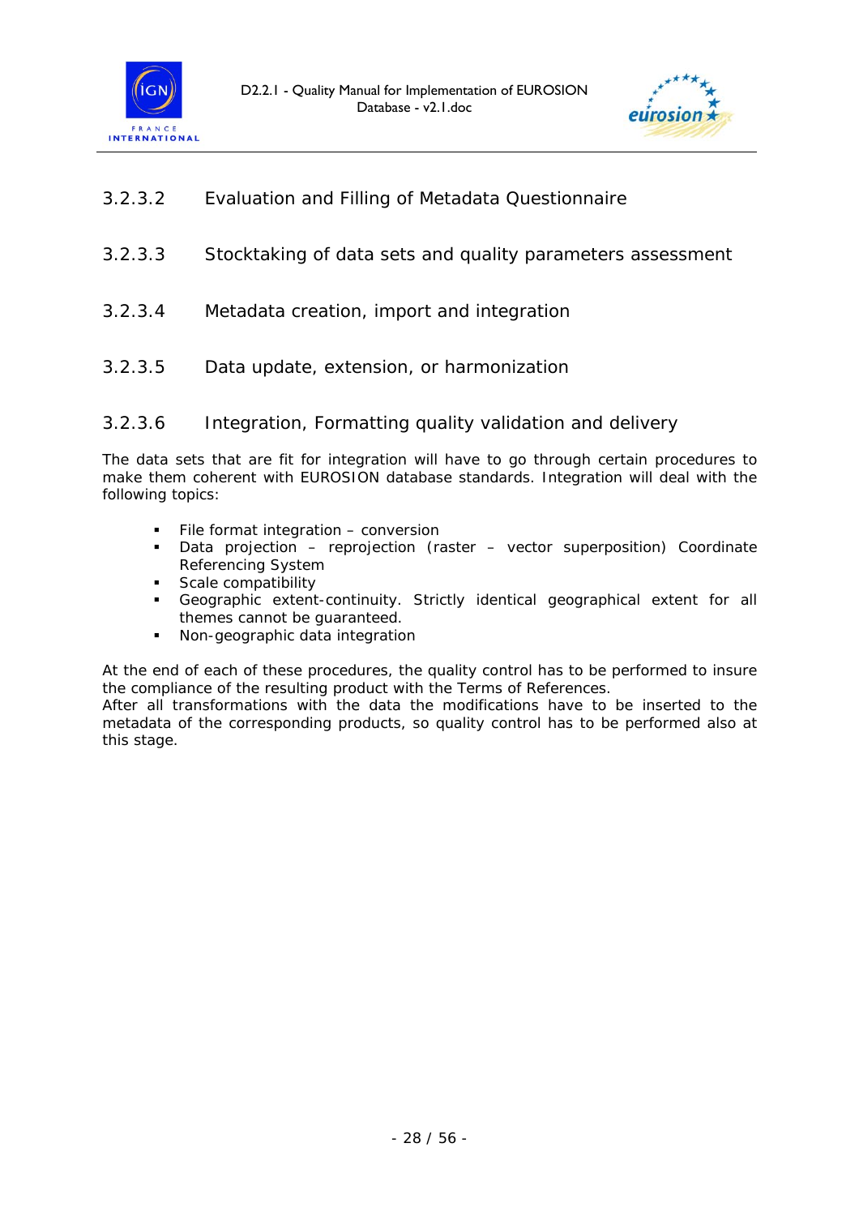#### 3.2.3.2 Evaluation and Filling of Metadata Questionnaire

#### 3.2.3.3 Stocktaking of data sets and quality parameters assessment

#### 3.2.3.4 Metadata creation, import and integration

#### 3.2.3.5 Data update, extension, or harmonization

#### 3.2.3.6 Integration, Formatting quality validation and delivery

The data sets that are fit for integration will have to go through certain procedures to make them coherent with EUROSION database standards. Integration will deal with the following topics:

- File format integration – conversion
- Data projection – reprojection (raster – vector superposition) Coordinate Referencing System
- Scale compatibility
- Geographic extent-continuity. Strictly identical geographical extent for all themes cannot be guaranteed.
- Non-geographic data integration

At the end of each of these procedures, the quality control has to be performed to insure the compliance of the resulting product with the Terms of References.
After all transformations with the data the modifications have to be inserted to the metadata of the corresponding products, so quality control has to be performed also at this stage.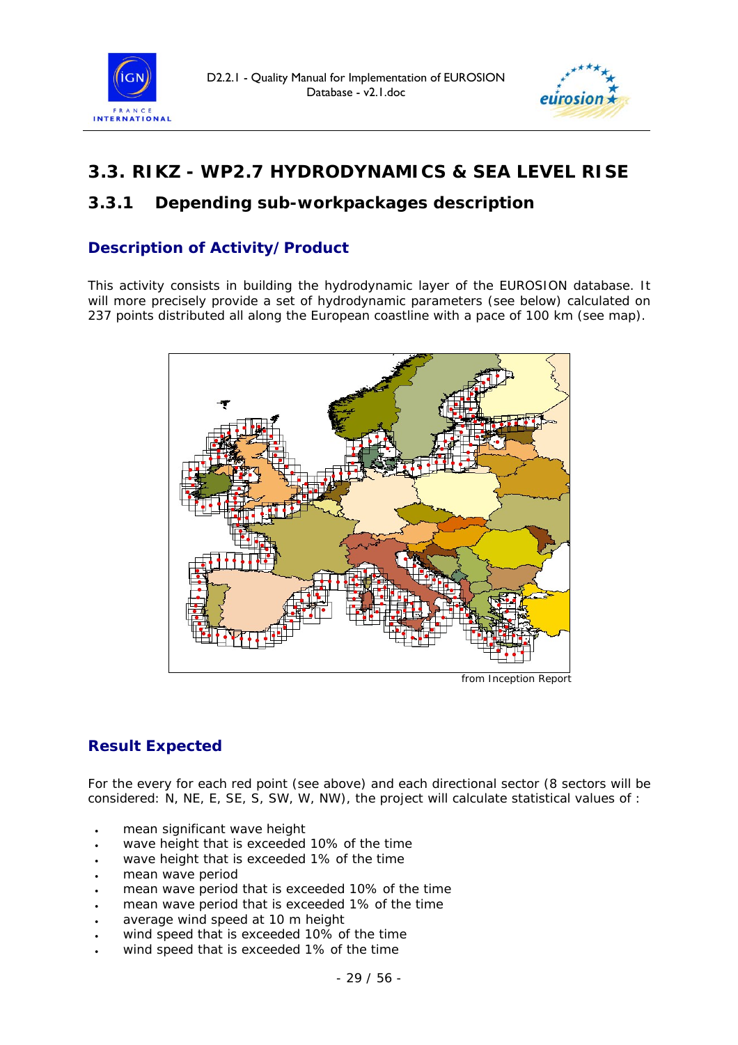## 3.3. RIKZ - WP2.7 HYDRODYNAMICS & SEA LEVEL RISE

### 3.3.1 Depending sub-workpackages description

#### Description of Activity/Product

This activity consists in building the hydrodynamic layer of the EUROSION database. It will more precisely provide a set of hydrodynamic parameters (see below) calculated on 237 points distributed all along the European coastline with a pace of 100 km (see map).

from Inception Report

#### Result Expected

For the every for each red point (see above) and each directional sector (8 sectors will be considered: N, NE, E, SE, S, SW, W, NW), the project will calculate statistical values of :

- mean significant wave height
- wave height that is exceeded 10% of the time
- wave height that is exceeded 1% of the time
- mean wave period
- mean wave period that is exceeded 10% of the time
- mean wave period that is exceeded 1% of the time
- average wind speed at 10 m height
- wind speed that is exceeded 10% of the time
- wind speed that is exceeded 1% of the time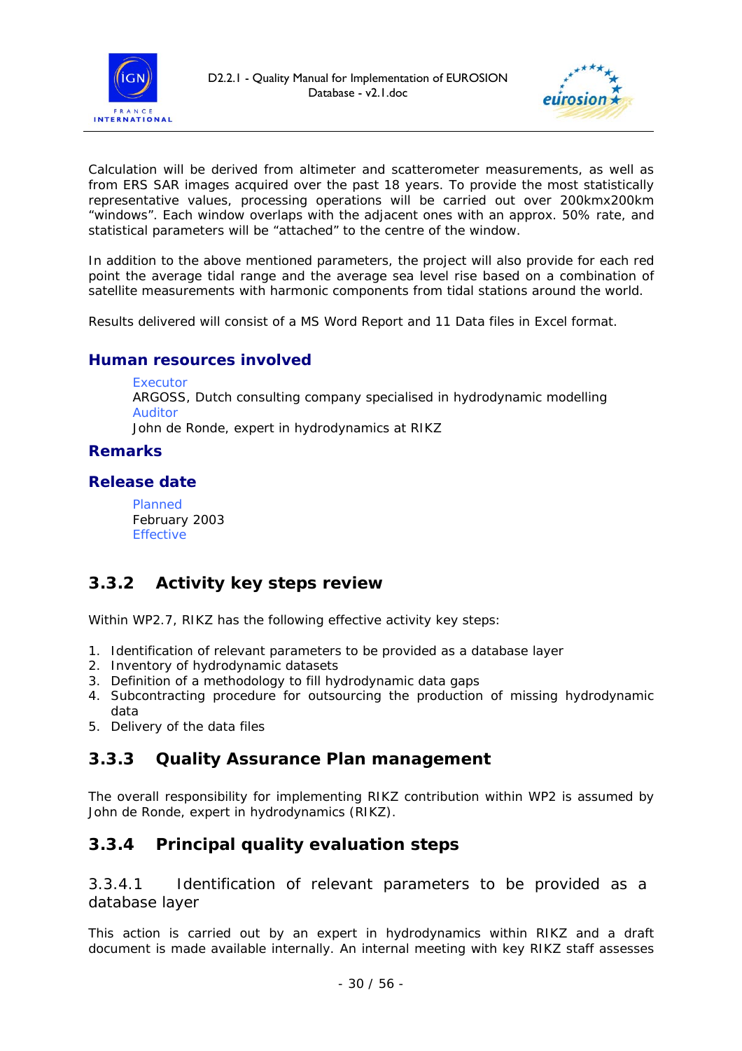Calculation will be derived from altimeter and scatterometer measurements, as well as from ERS SAR images acquired over the past 18 years. To provide the most statistically representative values, processing operations will be carried out over 200kmx200km "windows". Each window overlaps with the adjacent ones with an approx. 50% rate, and statistical parameters will be "attached" to the centre of the window.

In addition to the above mentioned parameters, the project will also provide for each red point the average tidal range and the average sea level rise based on a combination of satellite measurements with harmonic components from tidal stations around the world.

Results delivered will consist of a MS Word Report and 11 Data files in Excel format.

#### Human resources involved

Executor
ARGOSS, Dutch consulting company specialised in hydrodynamic modelling
Auditor
John de Ronde, expert in hydrodynamics at RIKZ

#### Remarks

#### Release date

Planned
February 2003
Effective

### 3.3.2 Activity key steps review

Within WP2.7, RIKZ has the following effective activity key steps:

1. Identification of relevant parameters to be provided as a database layer
2. Inventory of hydrodynamic datasets
3. Definition of a methodology to fill hydrodynamic data gaps
4. Subcontracting procedure for outsourcing the production of missing hydrodynamic data
5. Delivery of the data files

### 3.3.3 Quality Assurance Plan management

The overall responsibility for implementing RIKZ contribution within WP2 is assumed by John de Ronde, expert in hydrodynamics (RIKZ).

### 3.3.4 Principal quality evaluation steps

#### 3.3.4.1 Identification of relevant parameters to be provided as a database layer

This action is carried out by an expert in hydrodynamics within RIKZ and a draft document is made available internally. An internal meeting with key RIKZ staff assesses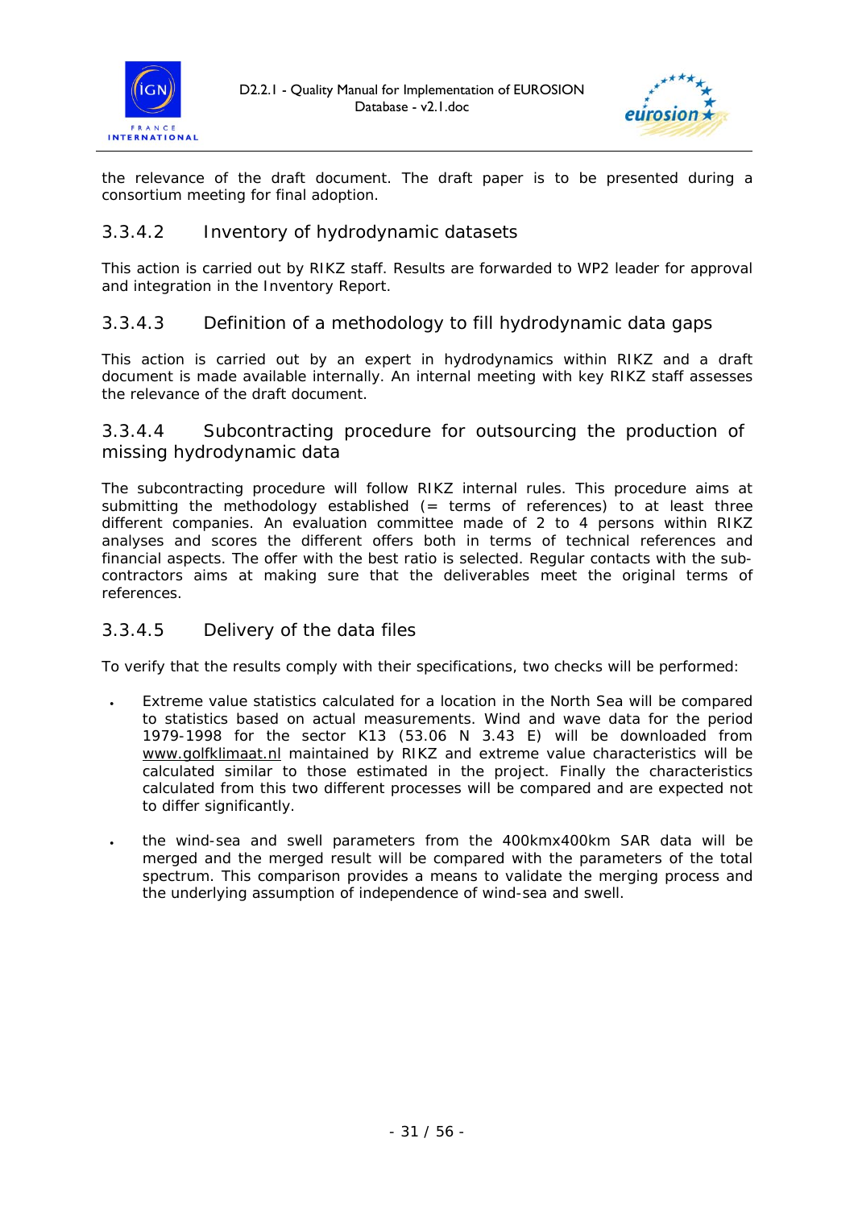the relevance of the draft document. The draft paper is to be presented during a consortium meeting for final adoption.

#### 3.3.4.2 Inventory of hydrodynamic datasets

This action is carried out by RIKZ staff. Results are forwarded to WP2 leader for approval and integration in the Inventory Report.

#### 3.3.4.3 Definition of a methodology to fill hydrodynamic data gaps

This action is carried out by an expert in hydrodynamics within RIKZ and a draft document is made available internally. An internal meeting with key RIKZ staff assesses the relevance of the draft document.

#### 3.3.4.4 Subcontracting procedure for outsourcing the production of missing hydrodynamic data

The subcontracting procedure will follow RIKZ internal rules. This procedure aims at submitting the methodology established (= terms of references) to at least three different companies. An evaluation committee made of 2 to 4 persons within RIKZ analyses and scores the different offers both in terms of technical references and financial aspects. The offer with the best ratio is selected. Regular contacts with the sub-contractors aims at making sure that the deliverables meet the original terms of references.

#### 3.3.4.5 Delivery of the data files

To verify that the results comply with their specifications, two checks will be performed:

- Extreme value statistics calculated for a location in the North Sea will be compared to statistics based on actual measurements. Wind and wave data for the period 1979-1998 for the sector K13 (53.06 N 3.43 E) will be downloaded from www.golfklimaat.nl maintained by RIKZ and extreme value characteristics will be calculated similar to those estimated in the project. Finally the characteristics calculated from this two different processes will be compared and are expected not to differ significantly.

- the wind-sea and swell parameters from the 400kmx400km SAR data will be merged and the merged result will be compared with the parameters of the total spectrum. This comparison provides a means to validate the merging process and the underlying assumption of independence of wind-sea and swell.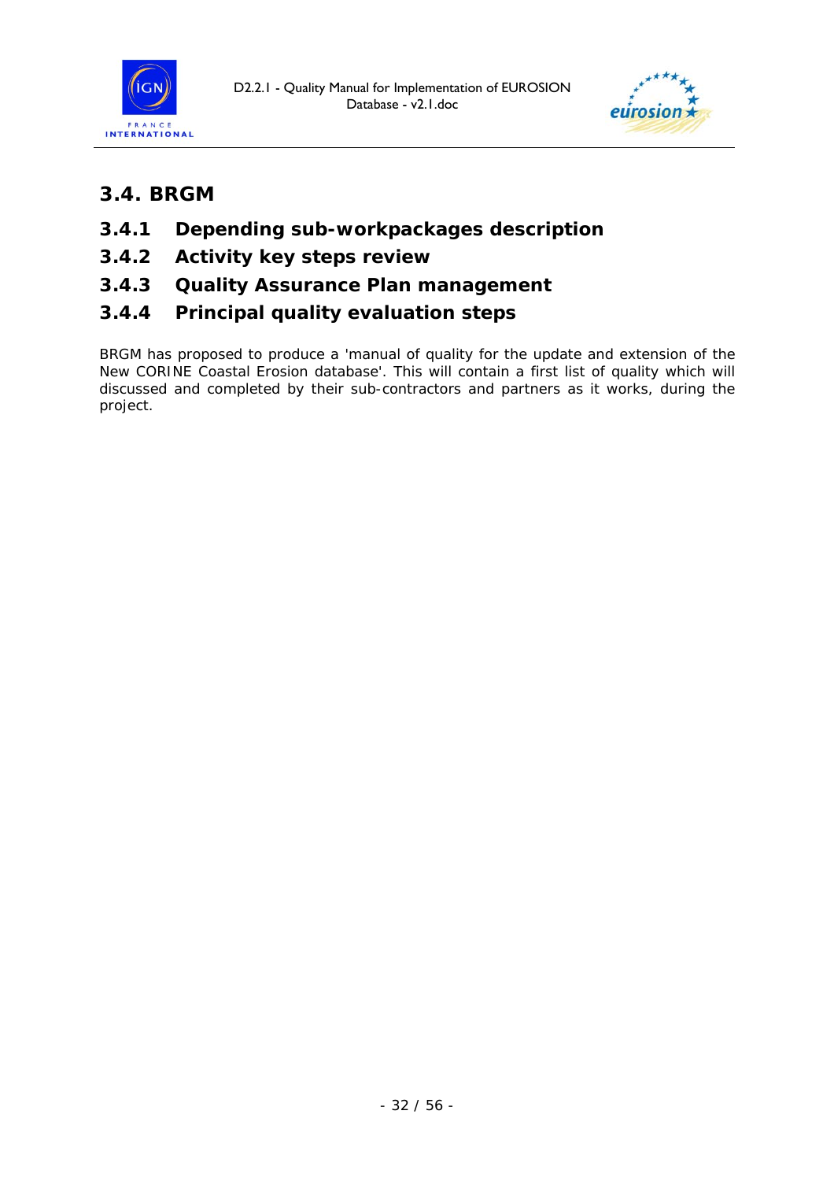## 3.4. BRGM

### 3.4.1 Depending sub-workpackages description

### 3.4.2 Activity key steps review

### 3.4.3 Quality Assurance Plan management

### 3.4.4 Principal quality evaluation steps

BRGM has proposed to produce a 'manual of quality for the update and extension of the New CORINE Coastal Erosion database'. This will contain a first list of quality which will discussed and completed by their sub-contractors and partners as it works, during the project.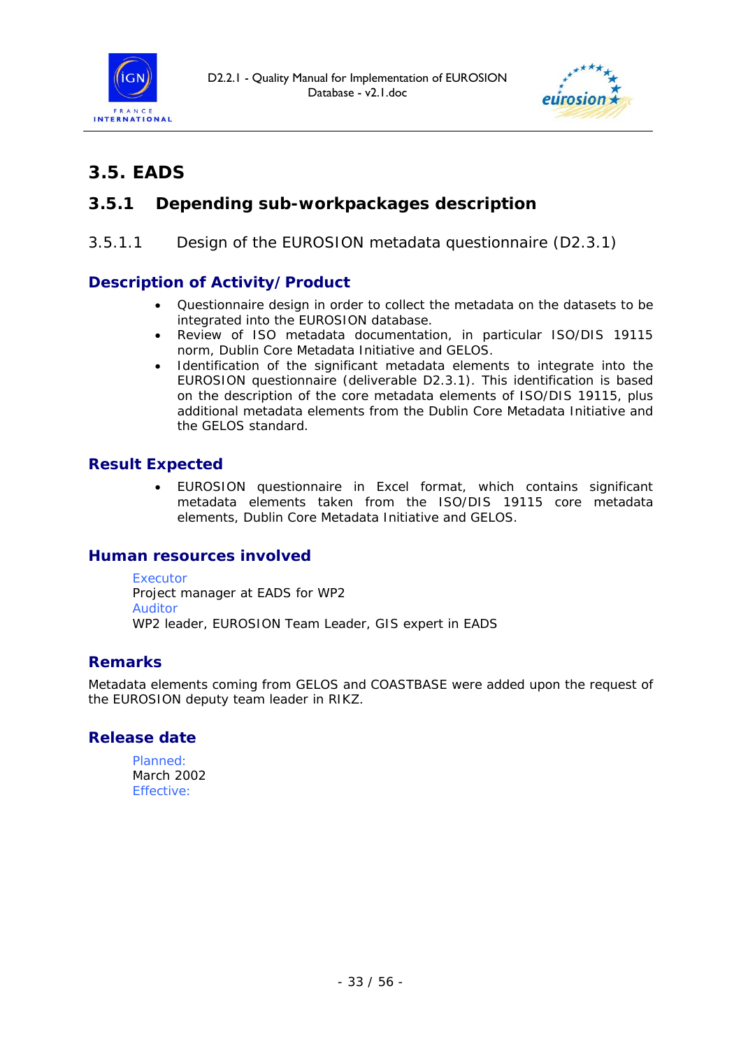# 3.5. EADS

## 3.5.1 Depending sub-workpackages description

### 3.5.1.1 Design of the EUROSION metadata questionnaire (D2.3.1)

#### Description of Activity/Product

- Questionnaire design in order to collect the metadata on the datasets to be integrated into the EUROSION database.
- Review of ISO metadata documentation, in particular ISO/DIS 19115 norm, Dublin Core Metadata Initiative and GELOS.
- Identification of the significant metadata elements to integrate into the EUROSION questionnaire (deliverable D2.3.1). This identification is based on the description of the core metadata elements of ISO/DIS 19115, plus additional metadata elements from the Dublin Core Metadata Initiative and the GELOS standard.

#### Result Expected

- EUROSION questionnaire in Excel format, which contains significant metadata elements taken from the ISO/DIS 19115 core metadata elements, Dublin Core Metadata Initiative and GELOS.

#### Human resources involved

Executor
Project manager at EADS for WP2
Auditor
WP2 leader, EUROSION Team Leader, GIS expert in EADS

#### Remarks

Metadata elements coming from GELOS and COASTBASE were added upon the request of the EUROSION deputy team leader in RIKZ.

#### Release date

Planned:
March 2002
Effective: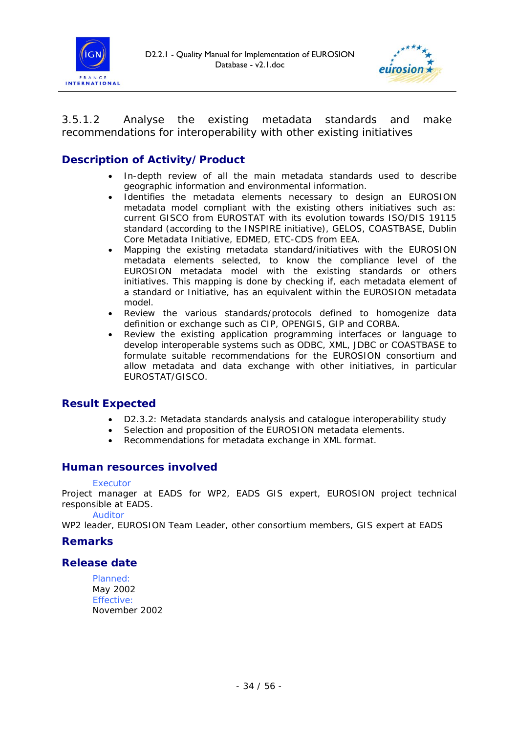### 3.5.1.2 Analyse the existing metadata standards and make recommendations for interoperability with other existing initiatives

#### Description of Activity/Product

- In-depth review of all the main metadata standards used to describe geographic information and environmental information.
- Identifies the metadata elements necessary to design an EUROSION metadata model compliant with the existing others initiatives such as: current GISCO from EUROSTAT with its evolution towards ISO/DIS 19115 standard (according to the INSPIRE initiative), GELOS, COASTBASE, Dublin Core Metadata Initiative, EDMED, ETC-CDS from EEA.
- Mapping the existing metadata standard/initiatives with the EUROSION metadata elements selected, to know the compliance level of the EUROSION metadata model with the existing standards or others initiatives. This mapping is done by checking if, each metadata element of a standard or Initiative, has an equivalent within the EUROSION metadata model.
- Review the various standards/protocols defined to homogenize data definition or exchange such as CIP, OPENGIS, GIP and CORBA.
- Review the existing application programming interfaces or language to develop interoperable systems such as ODBC, XML, JDBC or COASTBASE to formulate suitable recommendations for the EUROSION consortium and allow metadata and data exchange with other initiatives, in particular EUROSTAT/GISCO.

#### Result Expected

- D2.3.2: Metadata standards analysis and catalogue interoperability study
- Selection and proposition of the EUROSION metadata elements.
- Recommendations for metadata exchange in XML format.

#### Human resources involved

Executor

Project manager at EADS for WP2, EADS GIS expert, EUROSION project technical responsible at EADS.

Auditor

WP2 leader, EUROSION Team Leader, other consortium members, GIS expert at EADS

#### Remarks

#### Release date

Planned:
May 2002

Effective:
November 2002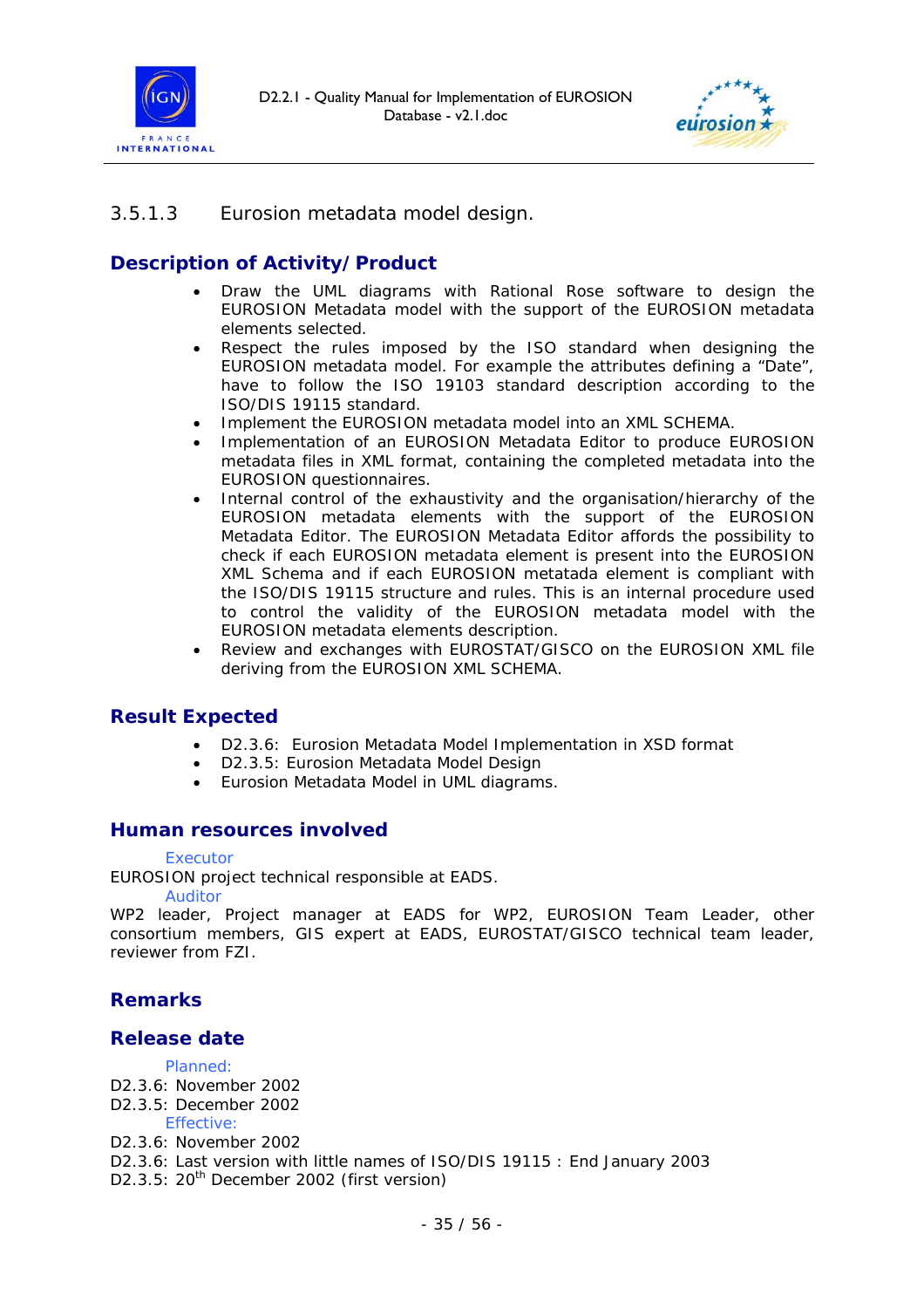### 3.5.1.3 Eurosion metadata model design.

## Description of Activity/Product

- Draw the UML diagrams with Rational Rose software to design the EUROSION Metadata model with the support of the EUROSION metadata elements selected.
- Respect the rules imposed by the ISO standard when designing the EUROSION metadata model. For example the attributes defining a "Date", have to follow the ISO 19103 standard description according to the ISO/DIS 19115 standard.
- Implement the EUROSION metadata model into an XML SCHEMA.
- Implementation of an EUROSION Metadata Editor to produce EUROSION metadata files in XML format, containing the completed metadata into the EUROSION questionnaires.
- Internal control of the exhaustivity and the organisation/hierarchy of the EUROSION metadata elements with the support of the EUROSION Metadata Editor. The EUROSION Metadata Editor affords the possibility to check if each EUROSION metadata element is present into the EUROSION XML Schema and if each EUROSION metatada element is compliant with the ISO/DIS 19115 structure and rules. This is an internal procedure used to control the validity of the EUROSION metadata model with the EUROSION metadata elements description.
- Review and exchanges with EUROSTAT/GISCO on the EUROSION XML file deriving from the EUROSION XML SCHEMA.

## Result Expected

- D2.3.6: Eurosion Metadata Model Implementation in XSD format
- D2.3.5: Eurosion Metadata Model Design
- Eurosion Metadata Model in UML diagrams.

## Human resources involved

Executor

EUROSION project technical responsible at EADS.

Auditor

WP2 leader, Project manager at EADS for WP2, EUROSION Team Leader, other consortium members, GIS expert at EADS, EUROSTAT/GISCO technical team leader, reviewer from FZI.

## Remarks

## Release date

Planned:

D2.3.6: November 2002
D2.3.5: December 2002

Effective:

D2.3.6: November 2002
D2.3.6: Last version with little names of ISO/DIS 19115 : End January 2003
D2.3.5: 20th December 2002 (first version)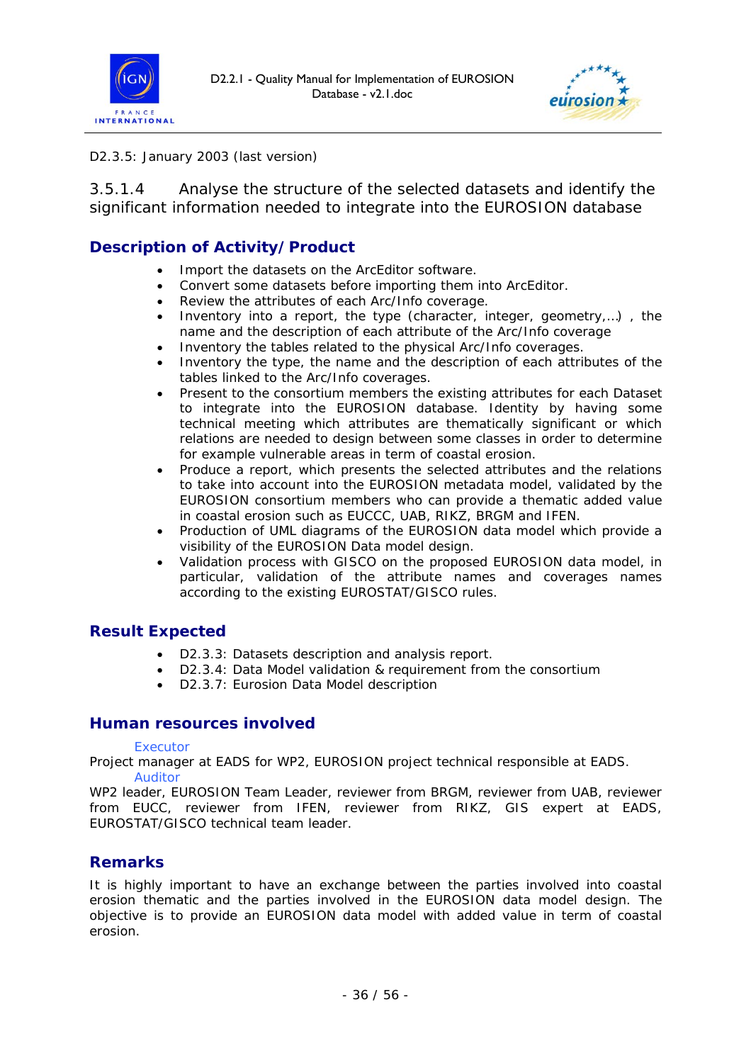D2.3.5: January 2003 (last version)

### 3.5.1.4 Analyse the structure of the selected datasets and identify the significant information needed to integrate into the EUROSION database

## Description of Activity/Product

- Import the datasets on the ArcEditor software.
- Convert some datasets before importing them into ArcEditor.
- Review the attributes of each Arc/Info coverage.
- Inventory into a report, the type (character, integer, geometry,…) , the name and the description of each attribute of the Arc/Info coverage
- Inventory the tables related to the physical Arc/Info coverages.
- Inventory the type, the name and the description of each attributes of the tables linked to the Arc/Info coverages.
- Present to the consortium members the existing attributes for each Dataset to integrate into the EUROSION database. Identity by having some technical meeting which attributes are thematically significant or which relations are needed to design between some classes in order to determine for example vulnerable areas in term of coastal erosion.
- Produce a report, which presents the selected attributes and the relations to take into account into the EUROSION metadata model, validated by the EUROSION consortium members who can provide a thematic added value in coastal erosion such as EUCCC, UAB, RIKZ, BRGM and IFEN.
- Production of UML diagrams of the EUROSION data model which provide a visibility of the EUROSION Data model design.
- Validation process with GISCO on the proposed EUROSION data model, in particular, validation of the attribute names and coverages names according to the existing EUROSTAT/GISCO rules.

## Result Expected

- D2.3.3: Datasets description and analysis report.
- D2.3.4: Data Model validation & requirement from the consortium
- D2.3.7: Eurosion Data Model description

## Human resources involved

Executor

Project manager at EADS for WP2, EUROSION project technical responsible at EADS.

Auditor

WP2 leader, EUROSION Team Leader, reviewer from BRGM, reviewer from UAB, reviewer from EUCC, reviewer from IFEN, reviewer from RIKZ, GIS expert at EADS, EUROSTAT/GISCO technical team leader.

## Remarks

It is highly important to have an exchange between the parties involved into coastal erosion thematic and the parties involved in the EUROSION data model design. The objective is to provide an EUROSION data model with added value in term of coastal erosion.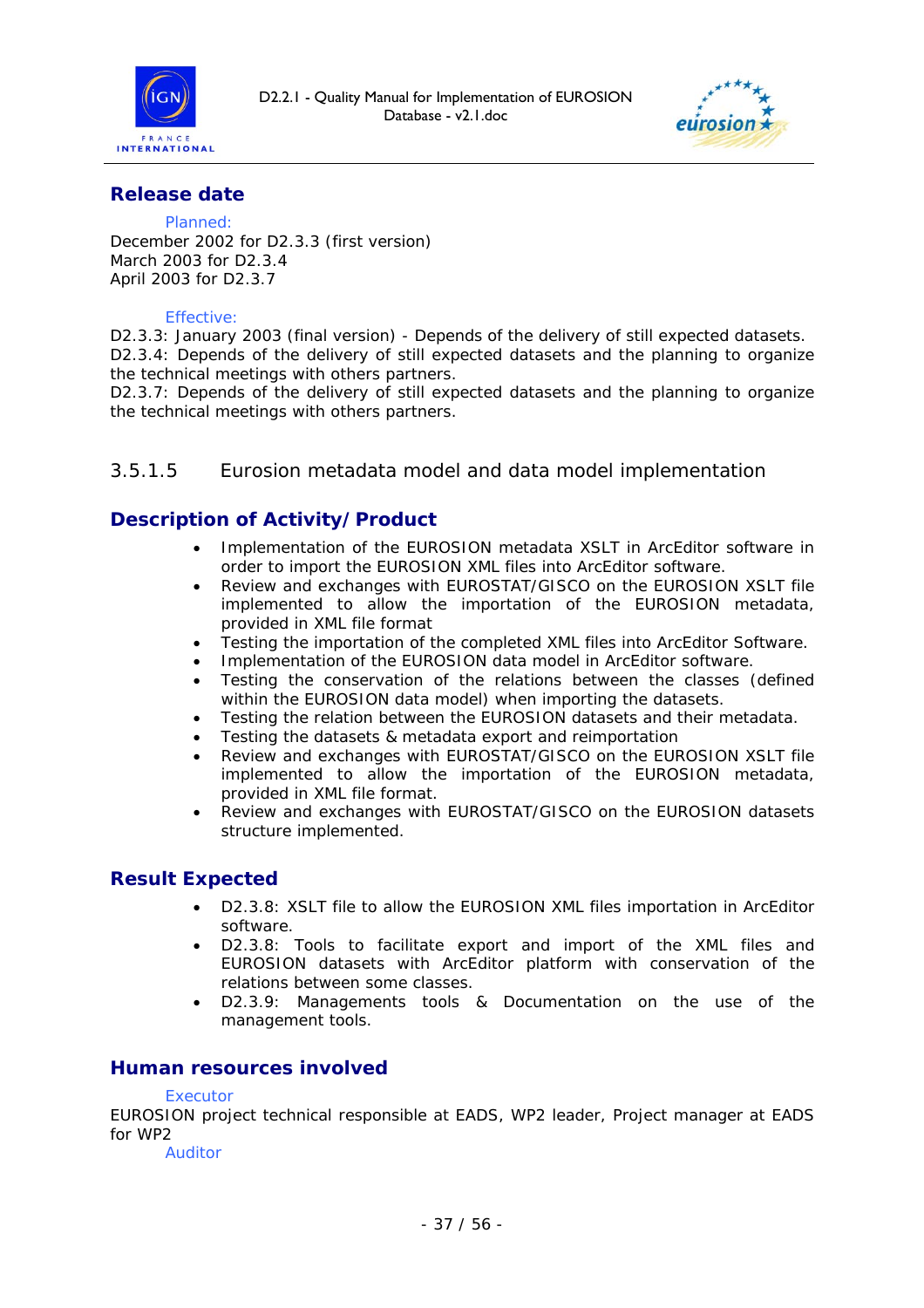## Release date

Planned:

December 2002 for D2.3.3 (first version)
March 2003 for D2.3.4
April 2003 for D2.3.7

Effective:

D2.3.3: January 2003 (final version) - Depends of the delivery of still expected datasets.
D2.3.4: Depends of the delivery of still expected datasets and the planning to organize the technical meetings with others partners.
D2.3.7: Depends of the delivery of still expected datasets and the planning to organize the technical meetings with others partners.

### 3.5.1.5 Eurosion metadata model and data model implementation

## Description of Activity/Product

- Implementation of the EUROSION metadata XSLT in ArcEditor software in order to import the EUROSION XML files into ArcEditor software.
- Review and exchanges with EUROSTAT/GISCO on the EUROSION XSLT file implemented to allow the importation of the EUROSION metadata, provided in XML file format
- Testing the importation of the completed XML files into ArcEditor Software.
- Implementation of the EUROSION data model in ArcEditor software.
- Testing the conservation of the relations between the classes (defined within the EUROSION data model) when importing the datasets.
- Testing the relation between the EUROSION datasets and their metadata.
- Testing the datasets & metadata export and reimportation
- Review and exchanges with EUROSTAT/GISCO on the EUROSION XSLT file implemented to allow the importation of the EUROSION metadata, provided in XML file format.
- Review and exchanges with EUROSTAT/GISCO on the EUROSION datasets structure implemented.

## Result Expected

- D2.3.8: XSLT file to allow the EUROSION XML files importation in ArcEditor software.
- D2.3.8: Tools to facilitate export and import of the XML files and EUROSION datasets with ArcEditor platform with conservation of the relations between some classes.
- D2.3.9: Managements tools & Documentation on the use of the management tools.

## Human resources involved

Executor

EUROSION project technical responsible at EADS, WP2 leader, Project manager at EADS for WP2

Auditor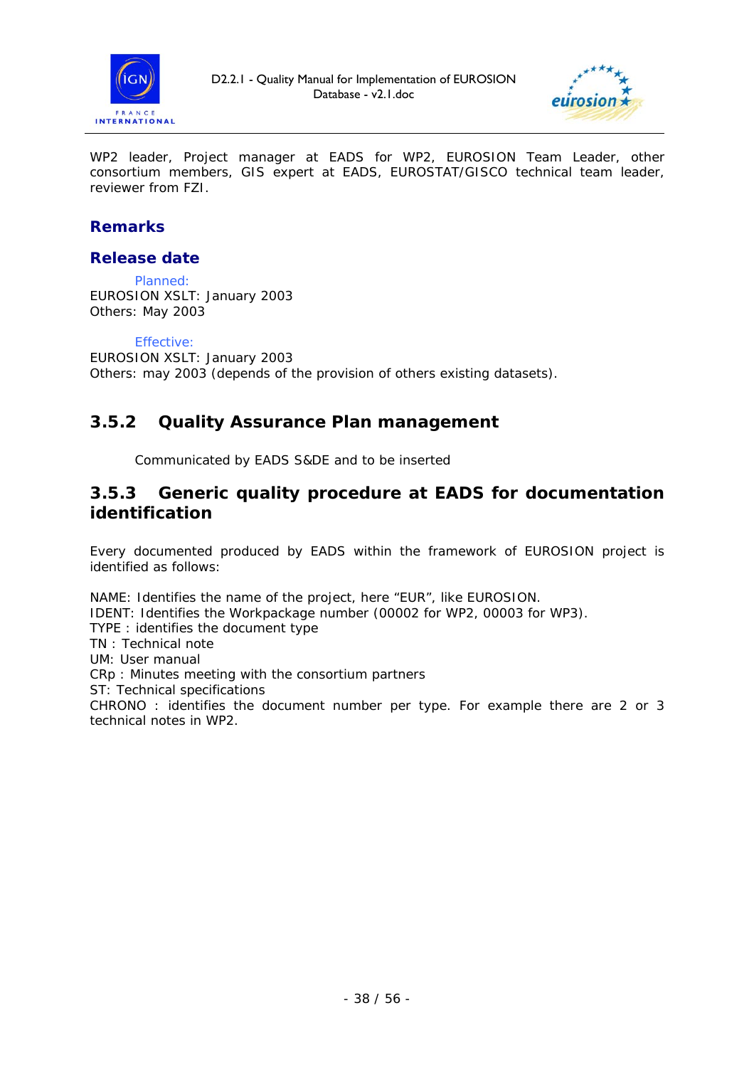WP2 leader, Project manager at EADS for WP2, EUROSION Team Leader, other consortium members, GIS expert at EADS, EUROSTAT/GISCO technical team leader, reviewer from FZI.

### Remarks

### Release date

Planned:

EUROSION XSLT: January 2003
Others: May 2003

Effective:

EUROSION XSLT: January 2003
Others: may 2003 (depends of the provision of others existing datasets).

## 3.5.2 Quality Assurance Plan management

Communicated by EADS S&DE and to be inserted

## 3.5.3 Generic quality procedure at EADS for documentation identification

Every documented produced by EADS within the framework of EUROSION project is identified as follows:

NAME: Identifies the name of the project, here “EUR”, like EUROSION.
IDENT: Identifies the Workpackage number (00002 for WP2, 00003 for WP3).
TYPE : identifies the document type
TN : Technical note
UM: User manual
CRp : Minutes meeting with the consortium partners
ST: Technical specifications
CHRONO : identifies the document number per type. For example there are 2 or 3 technical notes in WP2.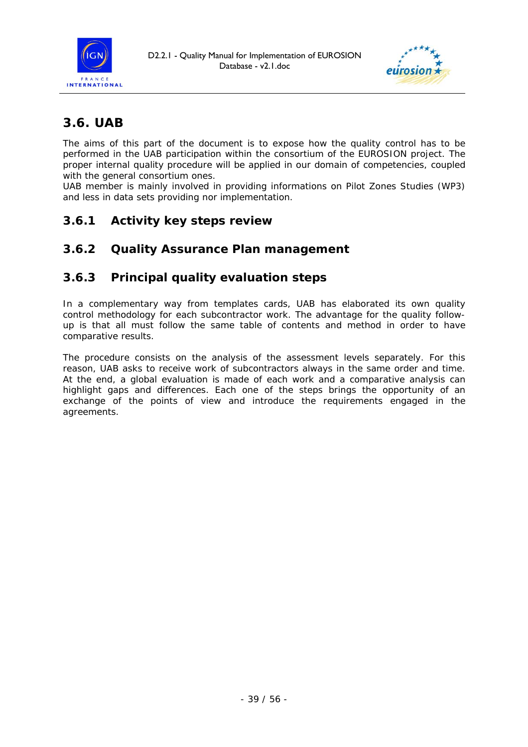## 3.6. UAB

The aims of this part of the document is to expose how the quality control has to be performed in the UAB participation within the consortium of the EUROSION project. The proper internal quality procedure will be applied in our domain of competencies, coupled with the general consortium ones.
UAB member is mainly involved in providing informations on Pilot Zones Studies (WP3) and less in data sets providing nor implementation.

### 3.6.1 Activity key steps review

### 3.6.2 Quality Assurance Plan management

### 3.6.3 Principal quality evaluation steps

In a complementary way from templates cards, UAB has elaborated its own quality control methodology for each subcontractor work. The advantage for the quality follow-up is that all must follow the same table of contents and method in order to have comparative results.

The procedure consists on the analysis of the assessment levels separately. For this reason, UAB asks to receive work of subcontractors always in the same order and time. At the end, a global evaluation is made of each work and a comparative analysis can highlight gaps and differences. Each one of the steps brings the opportunity of an exchange of the points of view and introduce the requirements engaged in the agreements.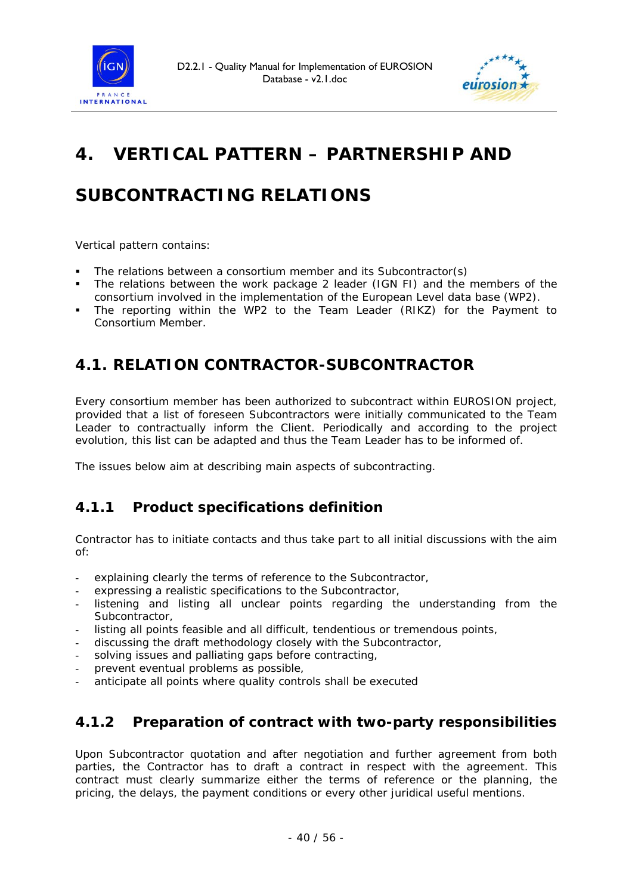# 4. VERTICAL PATTERN – PARTNERSHIP AND SUBCONTRACTING RELATIONS

Vertical pattern contains:

- The relations between a consortium member and its Subcontractor(s)
- The relations between the work package 2 leader (IGN FI) and the members of the consortium involved in the implementation of the European Level data base (WP2).
- The reporting within the WP2 to the Team Leader (RIKZ) for the Payment to Consortium Member.

## 4.1. RELATION CONTRACTOR-SUBCONTRACTOR

Every consortium member has been authorized to subcontract within EUROSION project, provided that a list of foreseen Subcontractors were initially communicated to the Team Leader to contractually inform the Client. Periodically and according to the project evolution, this list can be adapted and thus the Team Leader has to be informed of.

The issues below aim at describing main aspects of subcontracting.

### 4.1.1 Product specifications definition

Contractor has to initiate contacts and thus take part to all initial discussions with the aim of:

- explaining clearly the terms of reference to the Subcontractor,
- expressing a realistic specifications to the Subcontractor,
- listening and listing all unclear points regarding the understanding from the Subcontractor,
- listing all points feasible and all difficult, tendentious or tremendous points,
- discussing the draft methodology closely with the Subcontractor,
- solving issues and palliating gaps before contracting,
- prevent eventual problems as possible,
- anticipate all points where quality controls shall be executed

### 4.1.2 Preparation of contract with two-party responsibilities

Upon Subcontractor quotation and after negotiation and further agreement from both parties, the Contractor has to draft a contract in respect with the agreement. This contract must clearly summarize either the terms of reference or the planning, the pricing, the delays, the payment conditions or every other juridical useful mentions.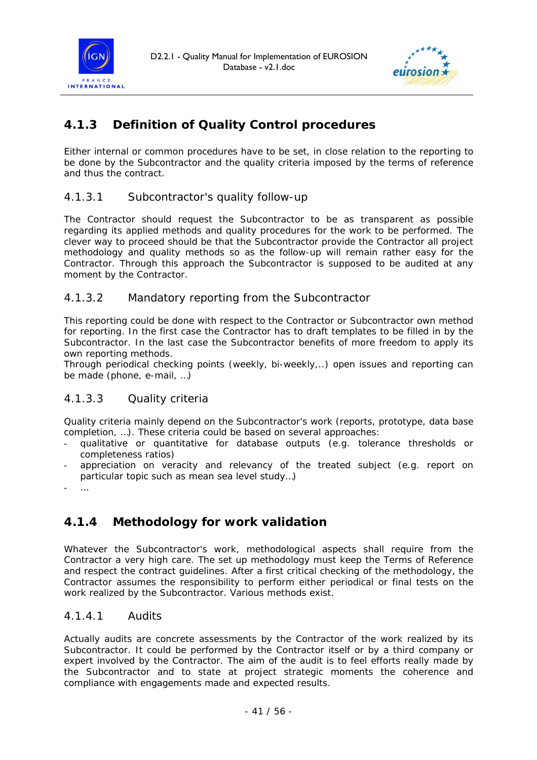### 4.1.3 Definition of Quality Control procedures

Either internal or common procedures have to be set, in close relation to the reporting to be done by the Subcontractor and the quality criteria imposed by the terms of reference and thus the contract.

#### 4.1.3.1 Subcontractor's quality follow-up

The Contractor should request the Subcontractor to be as transparent as possible regarding its applied methods and quality procedures for the work to be performed. The clever way to proceed should be that the Subcontractor provide the Contractor all project methodology and quality methods so as the follow-up will remain rather easy for the Contractor. Through this approach the Subcontractor is supposed to be audited at any moment by the Contractor.

#### 4.1.3.2 Mandatory reporting from the Subcontractor

This reporting could be done with respect to the Contractor or Subcontractor own method for reporting. In the first case the Contractor has to draft templates to be filled in by the Subcontractor. In the last case the Subcontractor benefits of more freedom to apply its own reporting methods.
Through periodical checking points (weekly, bi-weekly,..) open issues and reporting can be made (phone, e-mail, …)

#### 4.1.3.3 Quality criteria

Quality criteria mainly depend on the Subcontractor's work (reports, prototype, data base completion, …). These criteria could be based on several approaches:

- qualitative or quantitative for database outputs (e.g. tolerance thresholds or completeness ratios)
- appreciation on veracity and relevancy of the treated subject (e.g. report on particular topic such as mean sea level study…)
- …

### 4.1.4 Methodology for work validation

Whatever the Subcontractor's work, methodological aspects shall require from the Contractor a very high care. The set up methodology must keep the Terms of Reference and respect the contract guidelines. After a first critical checking of the methodology, the Contractor assumes the responsibility to perform either periodical or final tests on the work realized by the Subcontractor. Various methods exist.

#### 4.1.4.1 Audits

Actually audits are concrete assessments by the Contractor of the work realized by its Subcontractor. It could be performed by the Contractor itself or by a third company or expert involved by the Contractor. The aim of the audit is to feel efforts really made by the Subcontractor and to state at project strategic moments the coherence and compliance with engagements made and expected results.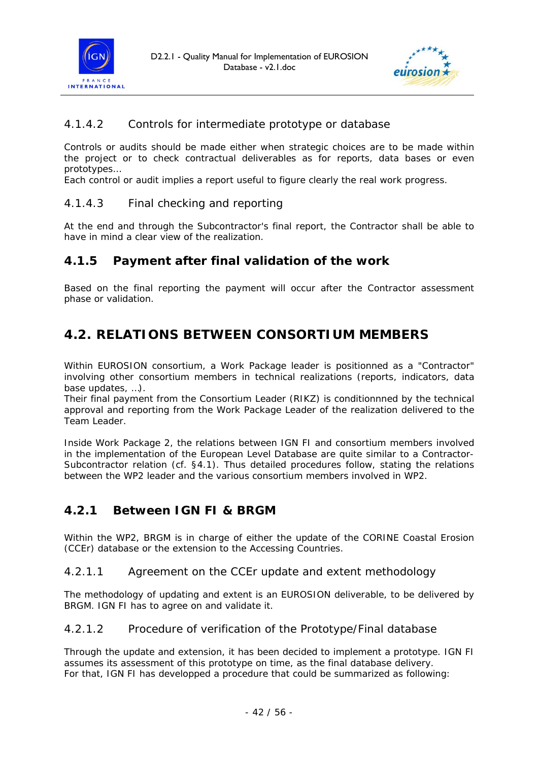#### 4.1.4.2 Controls for intermediate prototype or database

Controls or audits should be made either when strategic choices are to be made within the project or to check contractual deliverables as for reports, data bases or even prototypes...
Each control or audit implies a report useful to figure clearly the real work progress.

#### 4.1.4.3 Final checking and reporting

At the end and through the Subcontractor's final report, the Contractor shall be able to have in mind a clear view of the realization.

### 4.1.5 Payment after final validation of the work

Based on the final reporting the payment will occur after the Contractor assessment phase or validation.

## 4.2. RELATIONS BETWEEN CONSORTIUM MEMBERS

Within EUROSION consortium, a Work Package leader is positionned as a "Contractor" involving other consortium members in technical realizations (reports, indicators, data base updates, …).
Their final payment from the Consortium Leader (RIKZ) is conditionnned by the technical approval and reporting from the Work Package Leader of the realization delivered to the Team Leader.

Inside Work Package 2, the relations between IGN FI and consortium members involved in the implementation of the European Level Database are quite similar to a Contractor-Subcontractor relation (cf. §4.1). Thus detailed procedures follow, stating the relations between the WP2 leader and the various consortium members involved in WP2.

### 4.2.1 Between IGN FI & BRGM

Within the WP2, BRGM is in charge of either the update of the CORINE Coastal Erosion (CCEr) database or the extension to the Accessing Countries.

#### 4.2.1.1 Agreement on the CCEr update and extent methodology

The methodology of updating and extent is an EUROSION deliverable, to be delivered by BRGM. IGN FI has to agree on and validate it.

#### 4.2.1.2 Procedure of verification of the Prototype/Final database

Through the update and extension, it has been decided to implement a prototype. IGN FI assumes its assessment of this prototype on time, as the final database delivery.
For that, IGN FI has developped a procedure that could be summarized as following: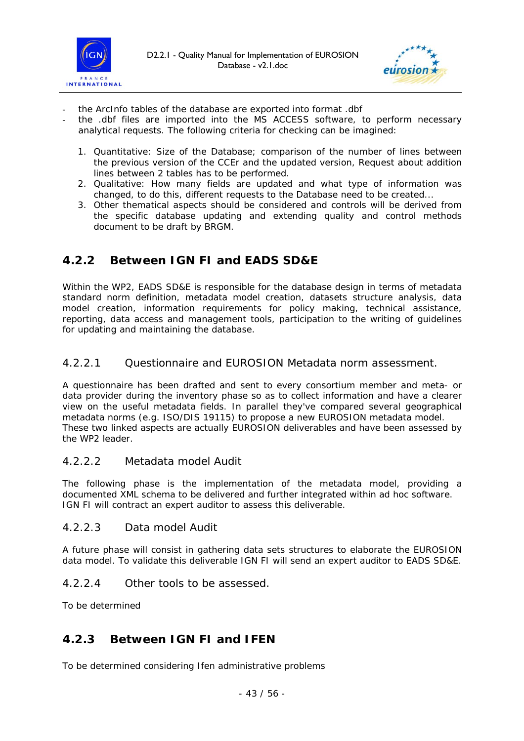- the ArcInfo tables of the database are exported into format .dbf
- the .dbf files are imported into the MS ACCESS software, to perform necessary analytical requests. The following criteria for checking can be imagined:

  1. Quantitative: Size of the Database; comparison of the number of lines between the previous version of the CCEr and the updated version, Request about addition lines between 2 tables has to be performed.
  2. Qualitative: How many fields are updated and what type of information was changed, to do this, different requests to the Database need to be created...
  3. Other thematical aspects should be considered and controls will be derived from the specific database updating and extending quality and control methods document to be draft by BRGM.

### 4.2.2 Between IGN FI and EADS SD&E

Within the WP2, EADS SD&E is responsible for the database design in terms of metadata standard norm definition, metadata model creation, datasets structure analysis, data model creation, information requirements for policy making, technical assistance, reporting, data access and management tools, participation to the writing of guidelines for updating and maintaining the database.

#### 4.2.2.1 Questionnaire and EUROSION Metadata norm assessment.

A questionnaire has been drafted and sent to every consortium member and meta- or data provider during the inventory phase so as to collect information and have a clearer view on the useful metadata fields. In parallel they've compared several geographical metadata norms (e.g. ISO/DIS 19115) to propose a new EUROSION metadata model.
These two linked aspects are actually EUROSION deliverables and have been assessed by the WP2 leader.

#### 4.2.2.2 Metadata model Audit

The following phase is the implementation of the metadata model, providing a documented XML schema to be delivered and further integrated within ad hoc software.
IGN FI will contract an expert auditor to assess this deliverable.

#### 4.2.2.3 Data model Audit

A future phase will consist in gathering data sets structures to elaborate the EUROSION data model. To validate this deliverable IGN FI will send an expert auditor to EADS SD&E.

#### 4.2.2.4 Other tools to be assessed.

To be determined

### 4.2.3 Between IGN FI and IFEN

To be determined considering Ifen administrative problems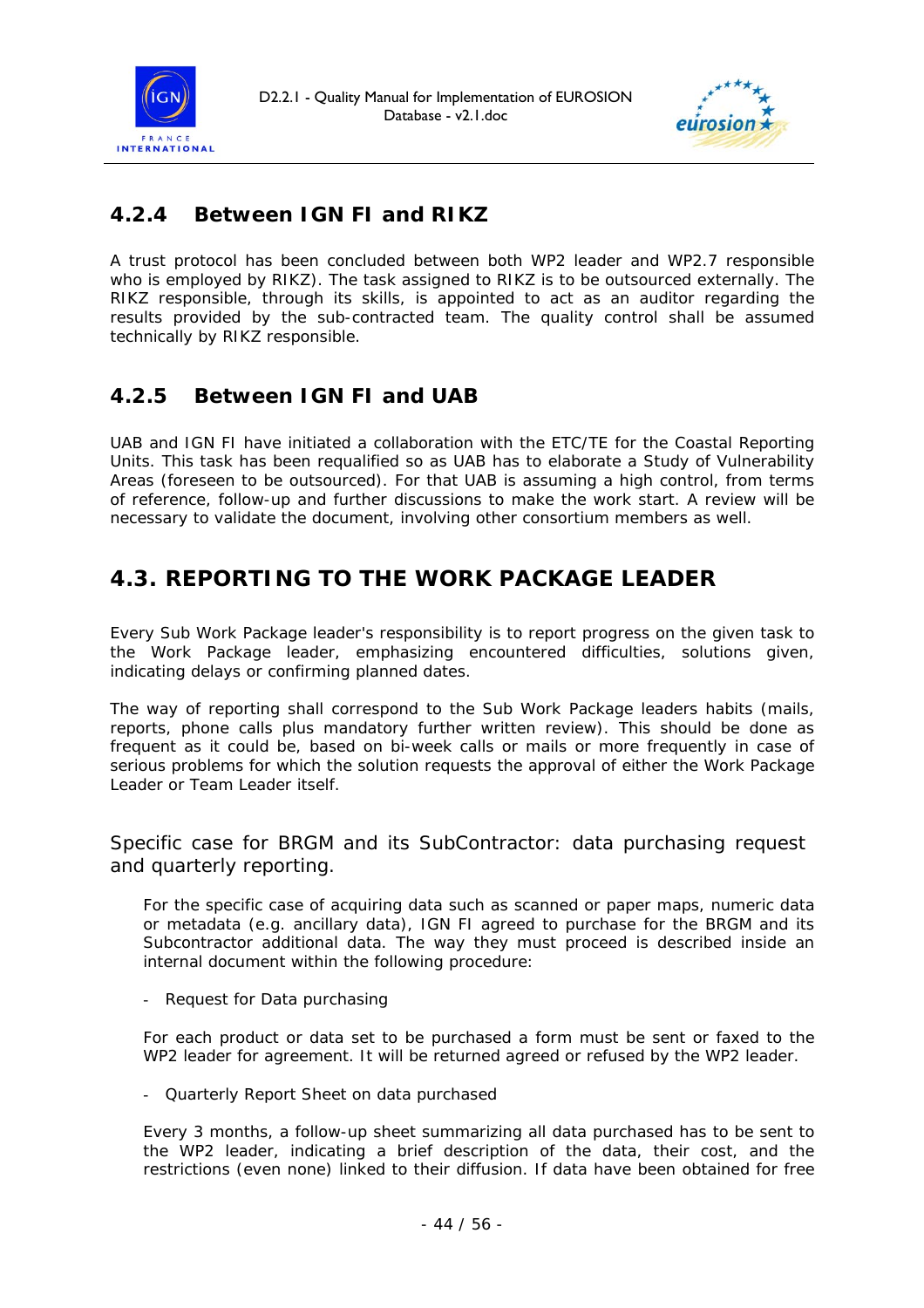### 4.2.4 Between IGN FI and RIKZ

A trust protocol has been concluded between both WP2 leader and WP2.7 responsible who is employed by RIKZ). The task assigned to RIKZ is to be outsourced externally. The RIKZ responsible, through its skills, is appointed to act as an auditor regarding the results provided by the sub-contracted team. The quality control shall be assumed technically by RIKZ responsible.

### 4.2.5 Between IGN FI and UAB

UAB and IGN FI have initiated a collaboration with the ETC/TE for the Coastal Reporting Units. This task has been requalified so as UAB has to elaborate a Study of Vulnerability Areas (foreseen to be outsourced). For that UAB is assuming a high control, from terms of reference, follow-up and further discussions to make the work start. A review will be necessary to validate the document, involving other consortium members as well.

## 4.3. REPORTING TO THE WORK PACKAGE LEADER

Every Sub Work Package leader's responsibility is to report progress on the given task to the Work Package leader, emphasizing encountered difficulties, solutions given, indicating delays or confirming planned dates.

The way of reporting shall correspond to the Sub Work Package leaders habits (mails, reports, phone calls plus mandatory further written review). This should be done as frequent as it could be, based on bi-week calls or mails or more frequently in case of serious problems for which the solution requests the approval of either the Work Package Leader or Team Leader itself.

Specific case for BRGM and its SubContractor: data purchasing request and quarterly reporting.

For the specific case of acquiring data such as scanned or paper maps, numeric data or metadata (e.g. ancillary data), IGN FI agreed to purchase for the BRGM and its Subcontractor additional data. The way they must proceed is described inside an internal document within the following procedure:

- Request for Data purchasing

For each product or data set to be purchased a form must be sent or faxed to the WP2 leader for agreement. It will be returned agreed or refused by the WP2 leader.

- Quarterly Report Sheet on data purchased

Every 3 months, a follow-up sheet summarizing all data purchased has to be sent to the WP2 leader, indicating a brief description of the data, their cost, and the restrictions (even none) linked to their diffusion. If data have been obtained for free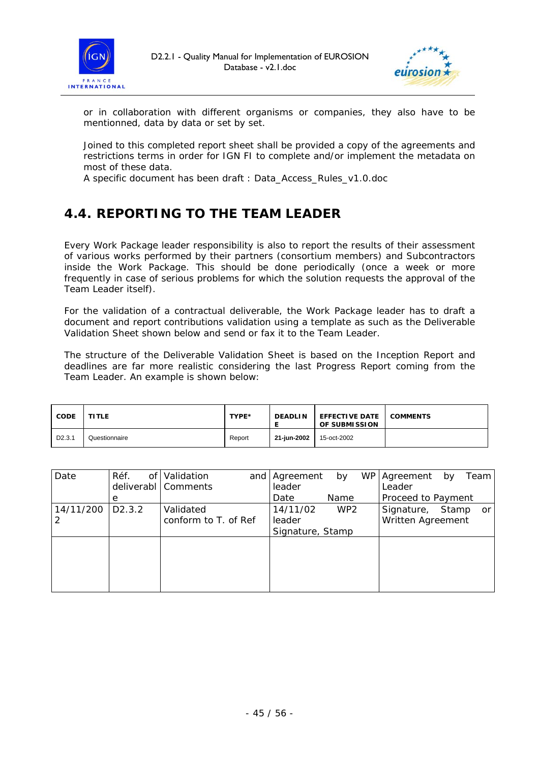or in collaboration with different organisms or companies, they also have to be mentionned, data by data or set by set.

Joined to this completed report sheet shall be provided a copy of the agreements and restrictions terms in order for IGN FI to complete and/or implement the metadata on most of these data.
A specific document has been draft : Data_Access_Rules_v1.0.doc

## 4.4. REPORTING TO THE TEAM LEADER

Every Work Package leader responsibility is also to report the results of their assessment of various works performed by their partners (consortium members) and Subcontractors inside the Work Package. This should be done periodically (once a week or more frequently in case of serious problems for which the solution requests the approval of the Team Leader itself).

For the validation of a contractual deliverable, the Work Package leader has to draft a document and report contributions validation using a template as such as the Deliverable Validation Sheet shown below and send or fax it to the Team Leader.

The structure of the Deliverable Validation Sheet is based on the Inception Report and deadlines are far more realistic considering the last Progress Report coming from the Team Leader. An example is shown below:

| CODE | TITLE | TYPE* | DEADLINE | EFFECTIVE DATE OF SUBMISSION | COMMENTS |
|---|---|---|---|---|---|
| D2.3.1 | Questionnaire | Report | 21-jun-2002 | 15-oct-2002 | |

| Date | Réf. of deliverable | Validation and Comments | Agreement by WP leader<br>Date Name | Agreement by Team Leader<br>Proceed to Payment |
|---|---|---|---|---|
| 14/11/2002 | D2.3.2 | Validated conform to T. of Ref | 14/11/02 WP2 leader<br>Signature, Stamp | Signature, Stamp or Written Agreement |
| | | | | |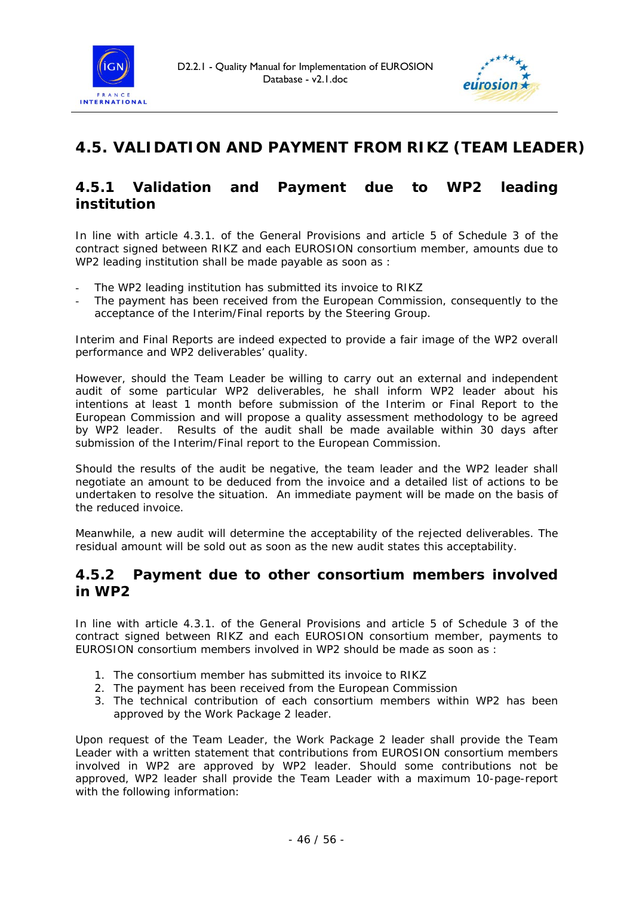## 4.5. VALIDATION AND PAYMENT FROM RIKZ (TEAM LEADER)

### 4.5.1 Validation and Payment due to WP2 leading institution

In line with article 4.3.1. of the General Provisions and article 5 of Schedule 3 of the contract signed between RIKZ and each EUROSION consortium member, amounts due to WP2 leading institution shall be made payable as soon as :

- The WP2 leading institution has submitted its invoice to RIKZ
- The payment has been received from the European Commission, consequently to the acceptance of the Interim/Final reports by the Steering Group.

Interim and Final Reports are indeed expected to provide a fair image of the WP2 overall performance and WP2 deliverables' quality.

However, should the Team Leader be willing to carry out an external and independent audit of some particular WP2 deliverables, he shall inform WP2 leader about his intentions at least 1 month before submission of the Interim or Final Report to the European Commission and will propose a quality assessment methodology to be agreed by WP2 leader. Results of the audit shall be made available within 30 days after submission of the Interim/Final report to the European Commission.

Should the results of the audit be negative, the team leader and the WP2 leader shall negotiate an amount to be deduced from the invoice and a detailed list of actions to be undertaken to resolve the situation. An immediate payment will be made on the basis of the reduced invoice.

Meanwhile, a new audit will determine the acceptability of the rejected deliverables. The residual amount will be sold out as soon as the new audit states this acceptability.

### 4.5.2 Payment due to other consortium members involved in WP2

In line with article 4.3.1. of the General Provisions and article 5 of Schedule 3 of the contract signed between RIKZ and each EUROSION consortium member, payments to EUROSION consortium members involved in WP2 should be made as soon as :

1. The consortium member has submitted its invoice to RIKZ
2. The payment has been received from the European Commission
3. The technical contribution of each consortium members within WP2 has been approved by the Work Package 2 leader.

Upon request of the Team Leader, the Work Package 2 leader shall provide the Team Leader with a written statement that contributions from EUROSION consortium members involved in WP2 are approved by WP2 leader. Should some contributions not be approved, WP2 leader shall provide the Team Leader with a maximum 10-page-report with the following information: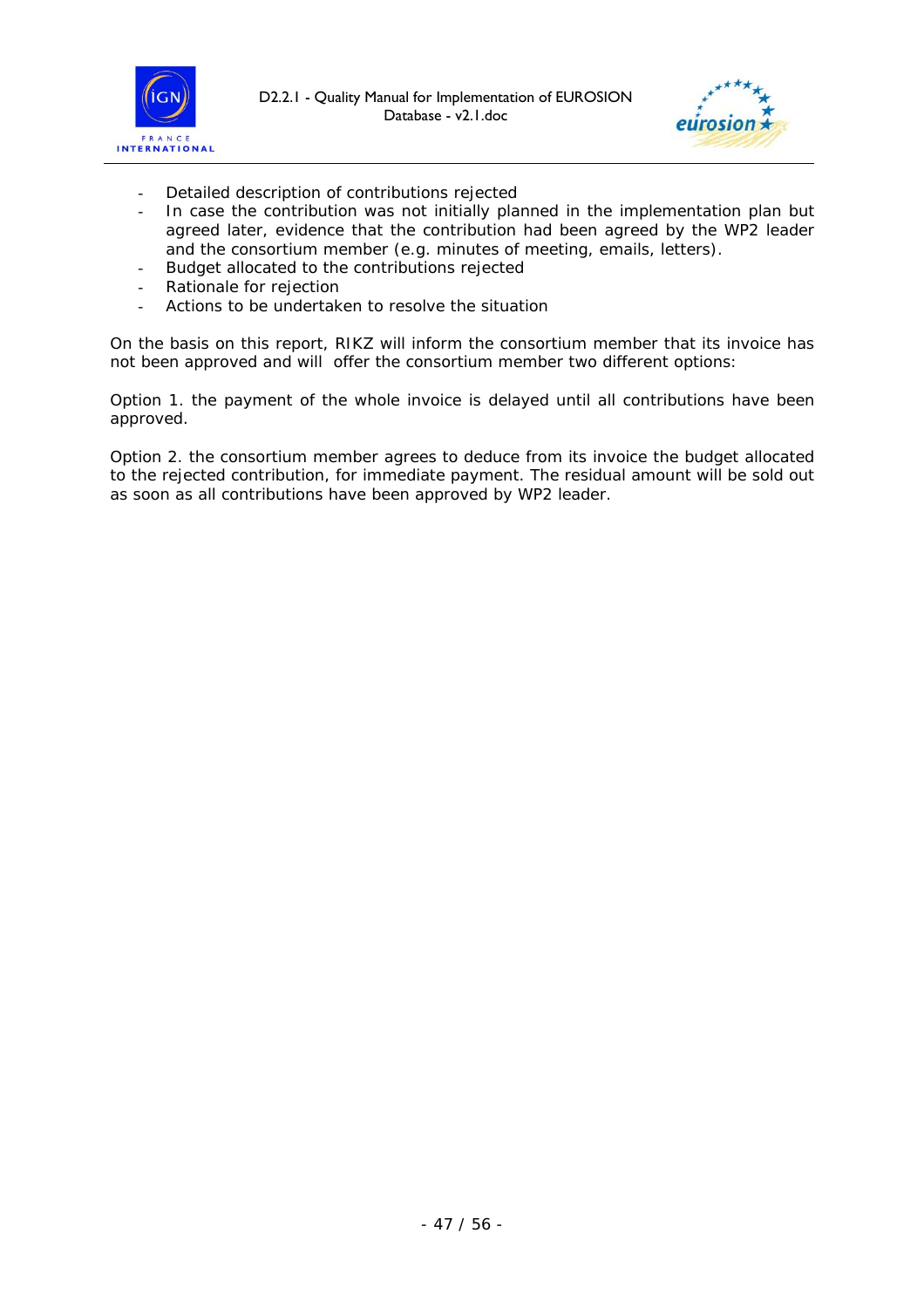- Detailed description of contributions rejected
- In case the contribution was not initially planned in the implementation plan but agreed later, evidence that the contribution had been agreed by the WP2 leader and the consortium member (e.g. minutes of meeting, emails, letters).
- Budget allocated to the contributions rejected
- Rationale for rejection
- Actions to be undertaken to resolve the situation

On the basis on this report, RIKZ will inform the consortium member that its invoice has not been approved and will offer the consortium member two different options:

Option 1. the payment of the whole invoice is delayed until all contributions have been approved.

Option 2. the consortium member agrees to deduce from its invoice the budget allocated to the rejected contribution, for immediate payment. The residual amount will be sold out as soon as all contributions have been approved by WP2 leader.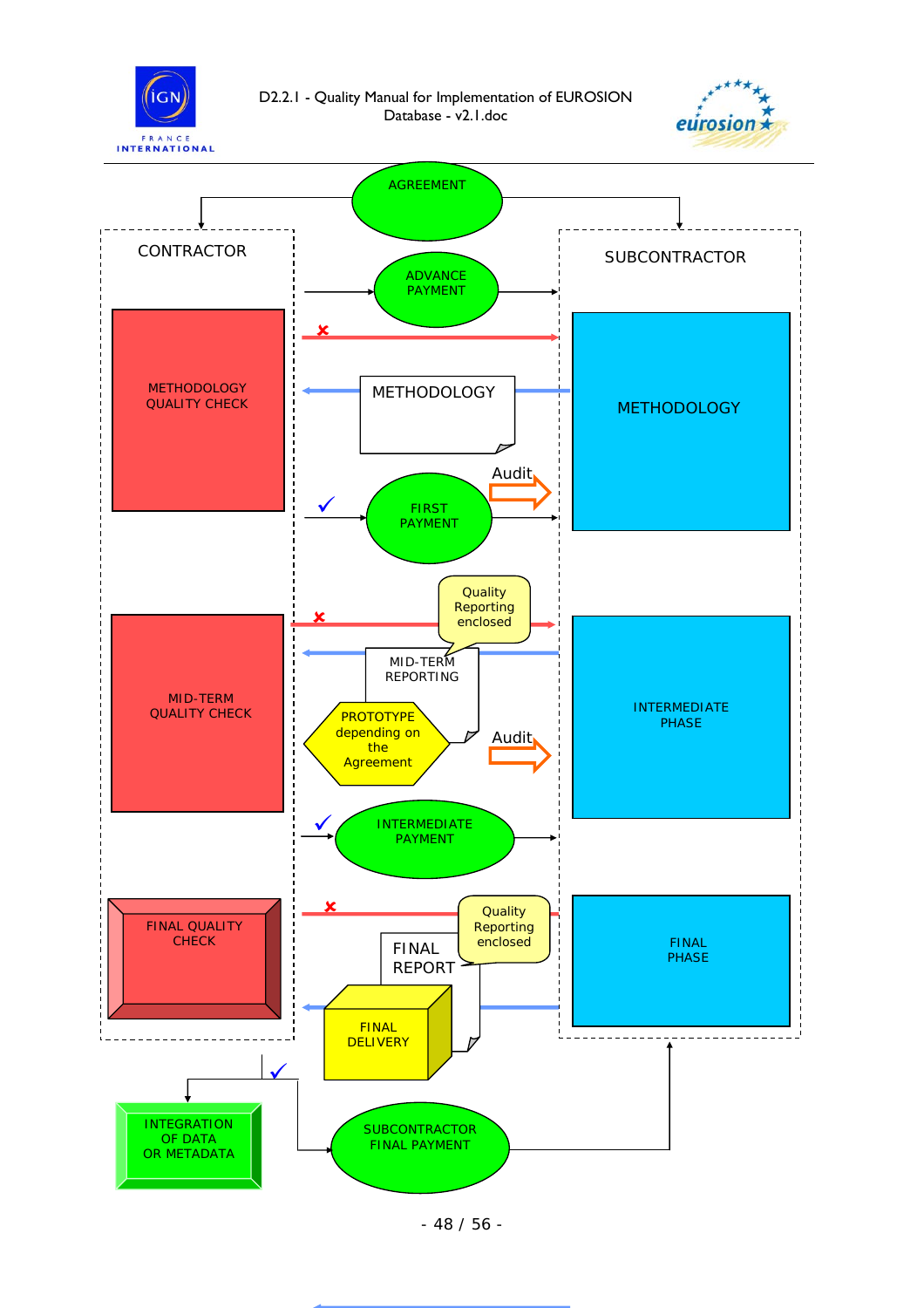AGREEMENT

CONTRACTOR

SUBCONTRACTOR

ADVANCE PAYMENT

METHODOLOGY QUALITY CHECK

METHODOLOGY

METHODOLOGY

Audit

FIRST PAYMENT

Quality Reporting enclosed

MID-TERM QUALITY CHECK

MID-TERM REPORTING

PROTOTYPE depending on the Agreement

Audit

INTERMEDIATE PHASE

INTERMEDIATE PAYMENT

Quality Reporting enclosed

FINAL QUALITY CHECK

FINAL REPORT

FINAL DELIVERY

FINAL PHASE

INTEGRATION OF DATA OR METADATA

SUBCONTRACTOR FINAL PAYMENT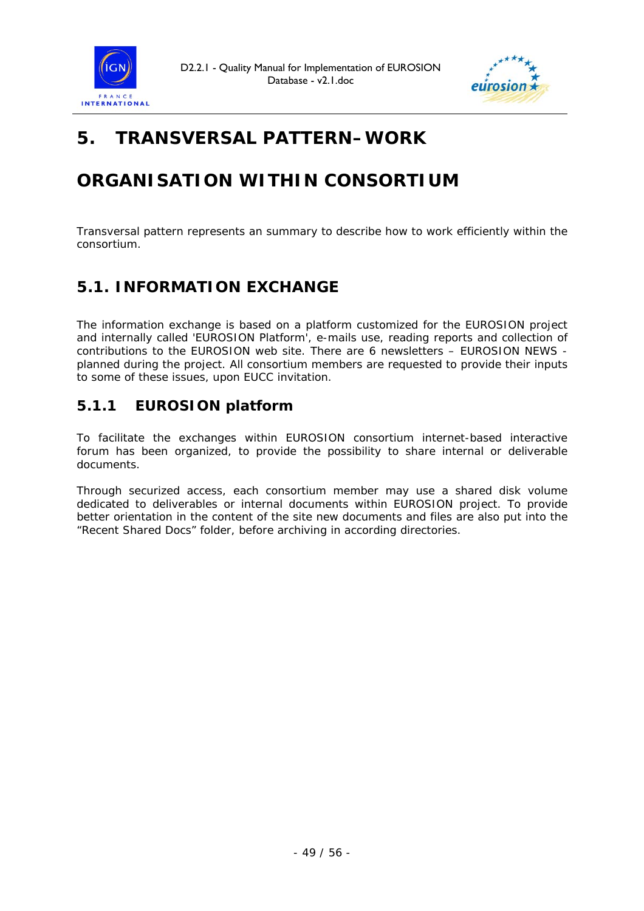# 5. TRANSVERSAL PATTERN– WORK

# ORGANISATION WITHIN CONSORTIUM

Transversal pattern represents an summary to describe how to work efficiently within the consortium.

## 5.1. INFORMATION EXCHANGE

The information exchange is based on a platform customized for the EUROSION project and internally called 'EUROSION Platform', e-mails use, reading reports and collection of contributions to the EUROSION web site. There are 6 newsletters – EUROSION NEWS - planned during the project. All consortium members are requested to provide their inputs to some of these issues, upon EUCC invitation.

### 5.1.1 EUROSION platform

To facilitate the exchanges within EUROSION consortium internet-based interactive forum has been organized, to provide the possibility to share internal or deliverable documents.

Through securized access, each consortium member may use a shared disk volume dedicated to deliverables or internal documents within EUROSION project. To provide better orientation in the content of the site new documents and files are also put into the "Recent Shared Docs" folder, before archiving in according directories.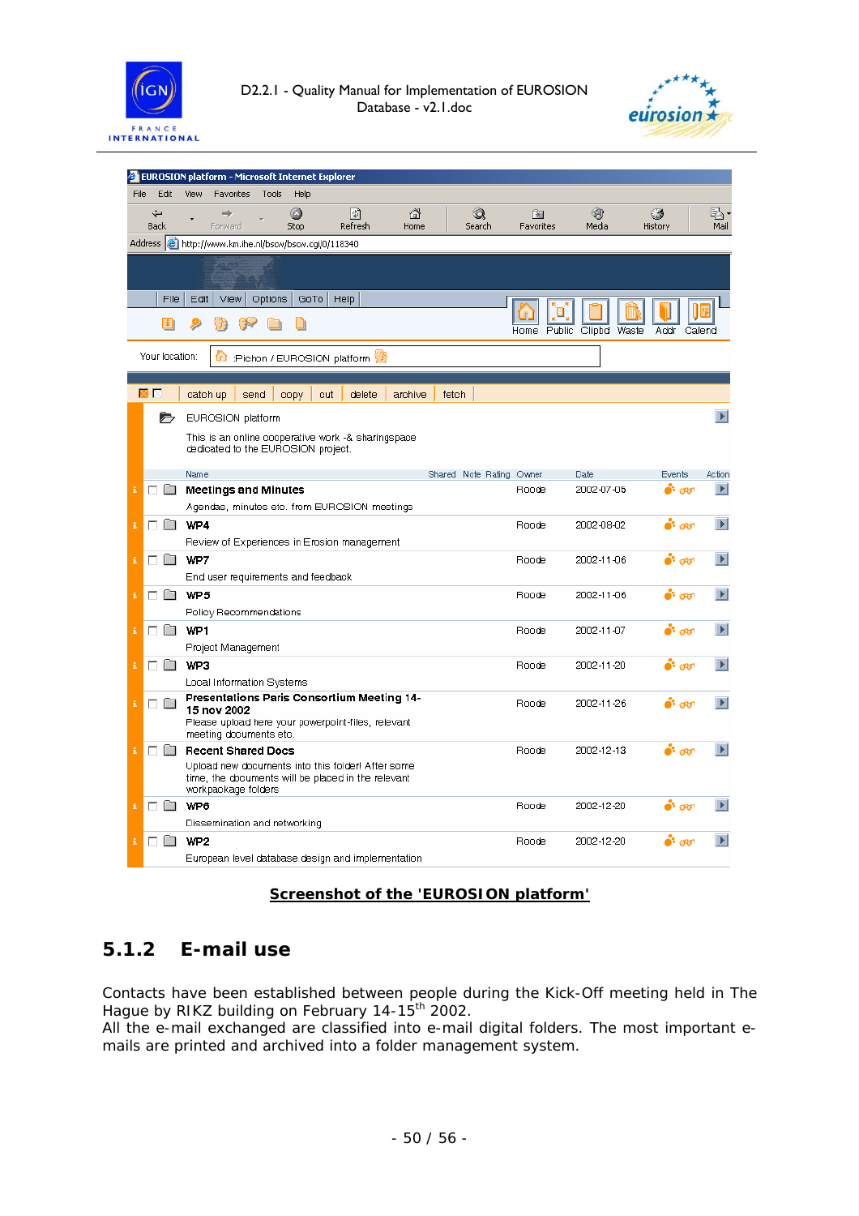Screenshot of the 'EUROSION platform'

## 5.1.2 E-mail use

Contacts have been established between people during the Kick-Off meeting held in The Hague by RIKZ building on February 14-15[th] 2002.
All the e-mail exchanged are classified into e-mail digital folders. The most important e-mails are printed and archived into a folder management system.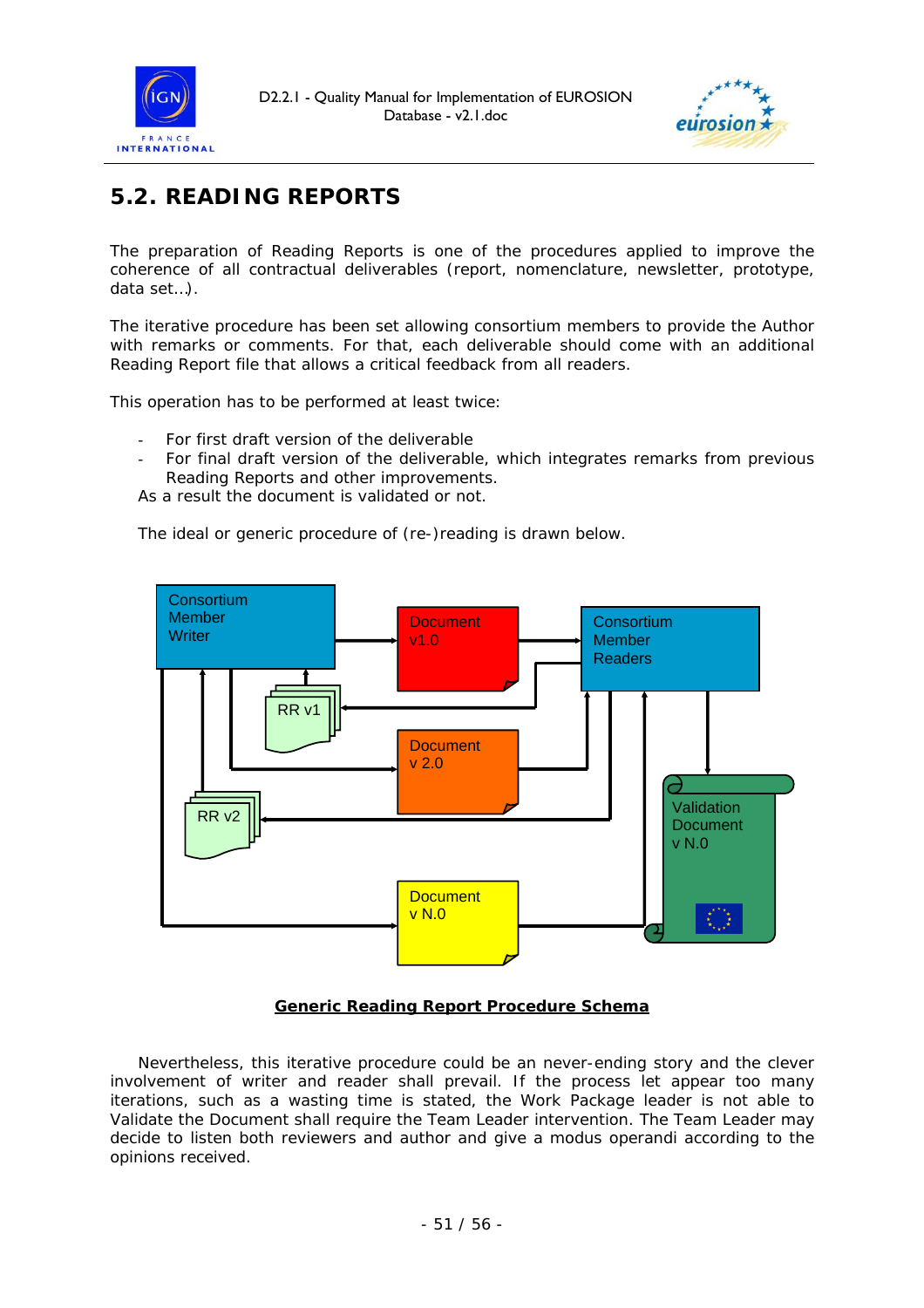## 5.2. READING REPORTS

The preparation of Reading Reports is one of the procedures applied to improve the coherence of all contractual deliverables (report, nomenclature, newsletter, prototype, data set…).

The iterative procedure has been set allowing consortium members to provide the Author with remarks or comments. For that, each deliverable should come with an additional Reading Report file that allows a critical feedback from all readers.

This operation has to be performed at least twice:

- For first draft version of the deliverable
- For final draft version of the deliverable, which integrates remarks from previous Reading Reports and other improvements.

As a result the document is validated or not.

The ideal or generic procedure of (re-)reading is drawn below.

Consortium Member Writer

Document v1.0

Consortium Member Readers

RR v1

Document v 2.0

RR v2

Validation Document v N.0

Document v N.0

**Generic Reading Report Procedure Schema**

Nevertheless, this iterative procedure could be an never-ending story and the clever involvement of writer and reader shall prevail. If the process let appear too many iterations, such as a wasting time is stated, the Work Package leader is not able to Validate the Document shall require the Team Leader intervention. The Team Leader may decide to listen both reviewers and author and give a modus operandi according to the opinions received.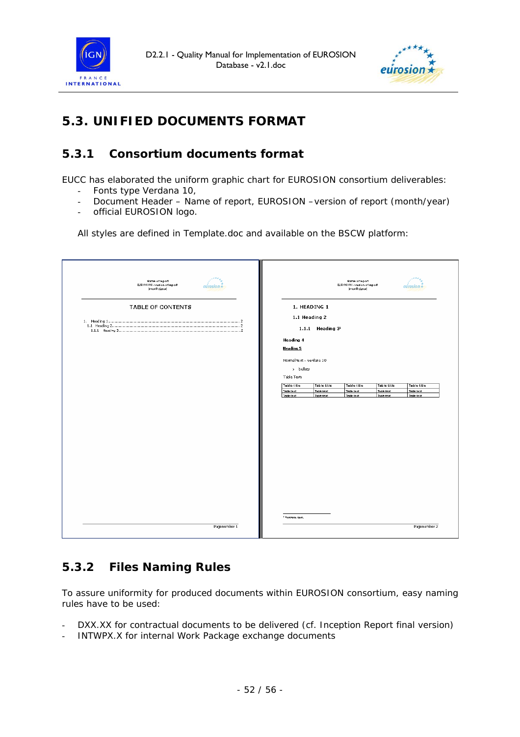## 5.3. UNIFIED DOCUMENTS FORMAT

### 5.3.1 Consortium documents format

EUCC has elaborated the uniform graphic chart for EUROSION consortium deliverables:

- Fonts type Verdana 10,
- Document Header – Name of report, EUROSION –version of report (month/year)
- official EUROSION logo.

All styles are defined in Template.doc and available on the BSCW platform:

### 5.3.2 Files Naming Rules

To assure uniformity for produced documents within EUROSION consortium, easy naming rules have to be used:

- DXX.XX for contractual documents to be delivered (cf. Inception Report final version)
- INTWPX.X for internal Work Package exchange documents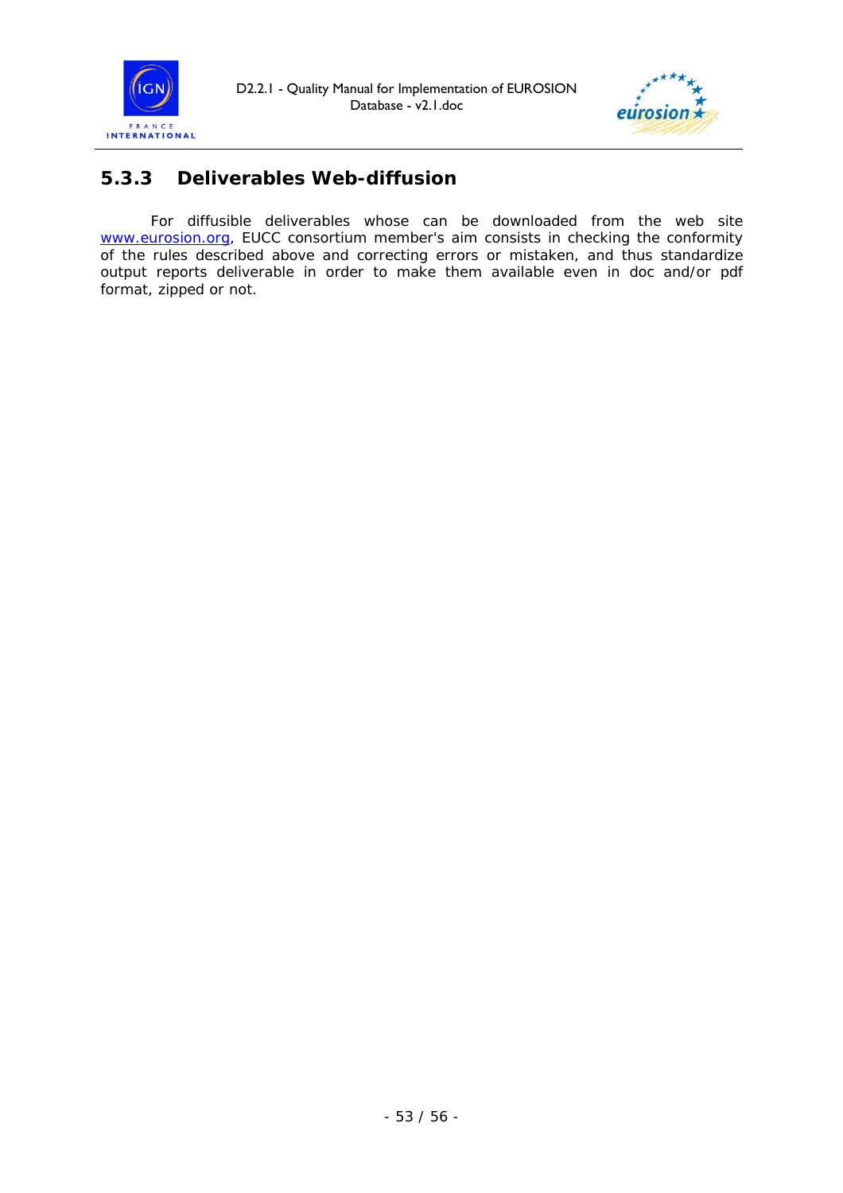### 5.3.3 Deliverables Web-diffusion

For diffusible deliverables whose can be downloaded from the web site [www.eurosion.org](http://www.eurosion.org), EUCC consortium member's aim consists in checking the conformity of the rules described above and correcting errors or mistaken, and thus standardize output reports deliverable in order to make them available even in doc and/or pdf format, zipped or not.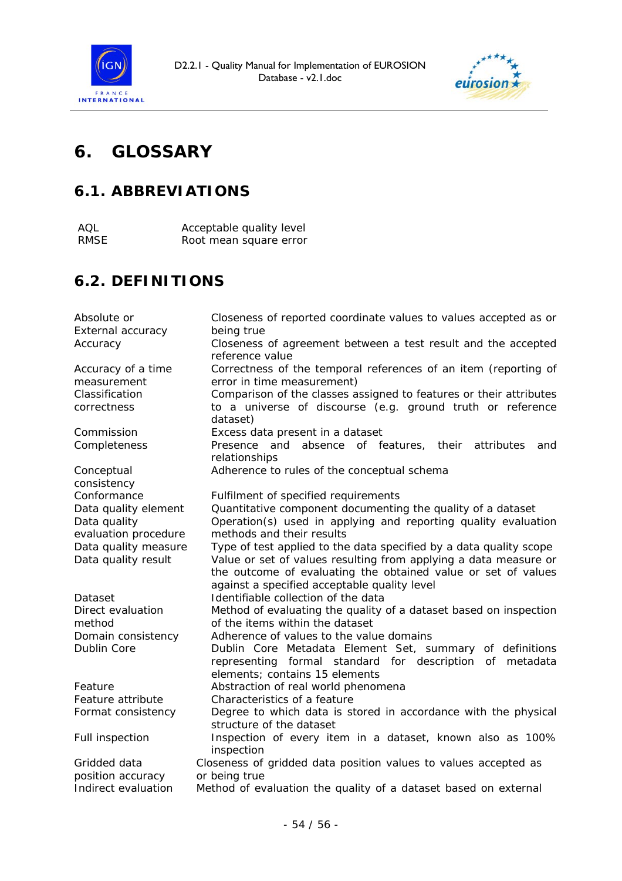# 6. GLOSSARY

## 6.1. ABBREVIATIONS

| | |
|---|---|
| AQL | Acceptable quality level |
| RMSE | Root mean square error |

## 6.2. DEFINITIONS

| | |
|---|---|
| Absolute or External accuracy | Closeness of reported coordinate values to values accepted as or being true |
| Accuracy | Closeness of agreement between a test result and the accepted reference value |
| Accuracy of a time measurement | Correctness of the temporal references of an item (reporting of error in time measurement) |
| Classification correctness | Comparison of the classes assigned to features or their attributes to a universe of discourse (e.g. ground truth or reference dataset) |
| Commission | Excess data present in a dataset |
| Completeness | Presence and absence of features, their attributes and relationships |
| Conceptual consistency | Adherence to rules of the conceptual schema |
| Conformance | Fulfilment of specified requirements |
| Data quality element | Quantitative component documenting the quality of a dataset |
| Data quality evaluation procedure | Operation(s) used in applying and reporting quality evaluation methods and their results |
| Data quality measure | Type of test applied to the data specified by a data quality scope |
| Data quality result | Value or set of values resulting from applying a data measure or the outcome of evaluating the obtained value or set of values against a specified acceptable quality level |
| Dataset | Identifiable collection of the data |
| Direct evaluation method | Method of evaluating the quality of a dataset based on inspection of the items within the dataset |
| Domain consistency | Adherence of values to the value domains |
| Dublin Core | Dublin Core Metadata Element Set, summary of definitions representing formal standard for description of metadata elements; contains 15 elements |
| Feature | Abstraction of real world phenomena |
| Feature attribute | Characteristics of a feature |
| Format consistency | Degree to which data is stored in accordance with the physical structure of the dataset |
| Full inspection | Inspection of every item in a dataset, known also as 100% inspection |
| Gridded data position accuracy | Closeness of gridded data position values to values accepted as or being true |
| Indirect evaluation | Method of evaluation the quality of a dataset based on external |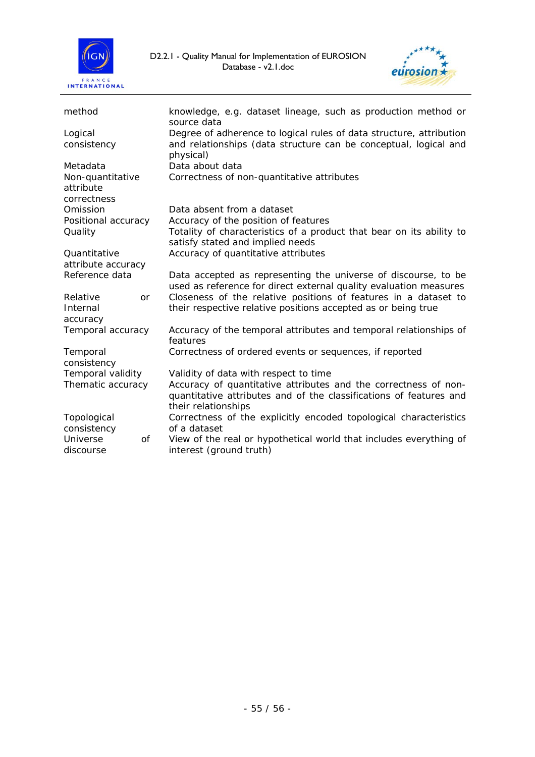| | |
|---|---|
| method | knowledge, e.g. dataset lineage, such as production method or source data |
| Logical consistency | Degree of adherence to logical rules of data structure, attribution and relationships (data structure can be conceptual, logical and physical) |
| Metadata | Data about data |
| Non-quantitative attribute correctness | Correctness of non-quantitative attributes |
| Omission | Data absent from a dataset |
| Positional accuracy | Accuracy of the position of features |
| Quality | Totality of characteristics of a product that bear on its ability to satisfy stated and implied needs |
| Quantitative attribute accuracy | Accuracy of quantitative attributes |
| Reference data | Data accepted as representing the universe of discourse, to be used as reference for direct external quality evaluation measures |
| Relative or Internal accuracy | Closeness of the relative positions of features in a dataset to their respective relative positions accepted as or being true |
| Temporal accuracy | Accuracy of the temporal attributes and temporal relationships of features |
| Temporal consistency | Correctness of ordered events or sequences, if reported |
| Temporal validity | Validity of data with respect to time |
| Thematic accuracy | Accuracy of quantitative attributes and the correctness of non-quantitative attributes and of the classifications of features and their relationships |
| Topological consistency | Correctness of the explicitly encoded topological characteristics of a dataset |
| Universe of discourse | View of the real or hypothetical world that includes everything of interest (ground truth) |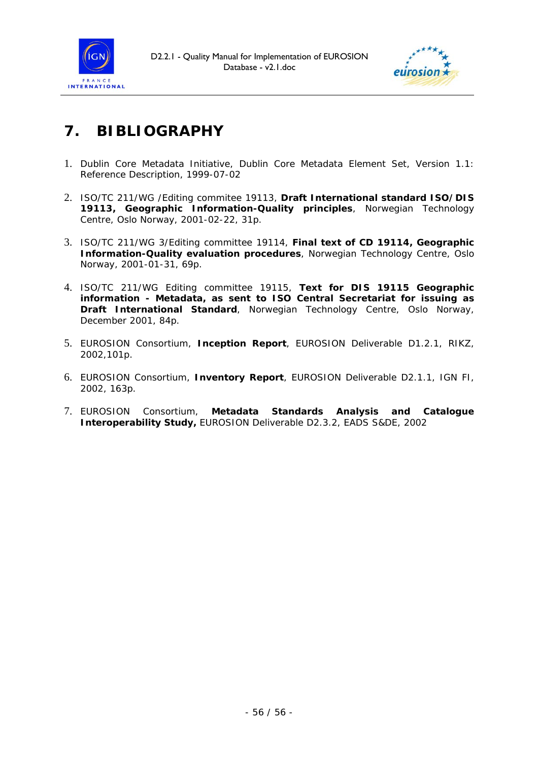# 7. BIBLIOGRAPHY

1. Dublin Core Metadata Initiative, Dublin Core Metadata Element Set, Version 1.1: Reference Description, 1999-07-02

2. ISO/TC 211/WG /Editing commitee 19113, **Draft International standard ISO/DIS 19113, Geographic Information-Quality principles**, Norwegian Technology Centre, Oslo Norway, 2001-02-22, 31p.

3. ISO/TC 211/WG 3/Editing committee 19114, **Final text of CD 19114, Geographic Information-Quality evaluation procedures**, Norwegian Technology Centre, Oslo Norway, 2001-01-31, 69p.

4. ISO/TC 211/WG Editing committee 19115, **Text for DIS 19115 Geographic information - Metadata, as sent to ISO Central Secretariat for issuing as Draft International Standard**, Norwegian Technology Centre, Oslo Norway, December 2001, 84p.

5. EUROSION Consortium, **Inception Report**, EUROSION Deliverable D1.2.1, RIKZ, 2002,101p.

6. EUROSION Consortium, **Inventory Report**, EUROSION Deliverable D2.1.1, IGN FI, 2002, 163p.

7. EUROSION Consortium, **Metadata Standards Analysis and Catalogue Interoperability Study,** EUROSION Deliverable D2.3.2, EADS S&DE, 2002